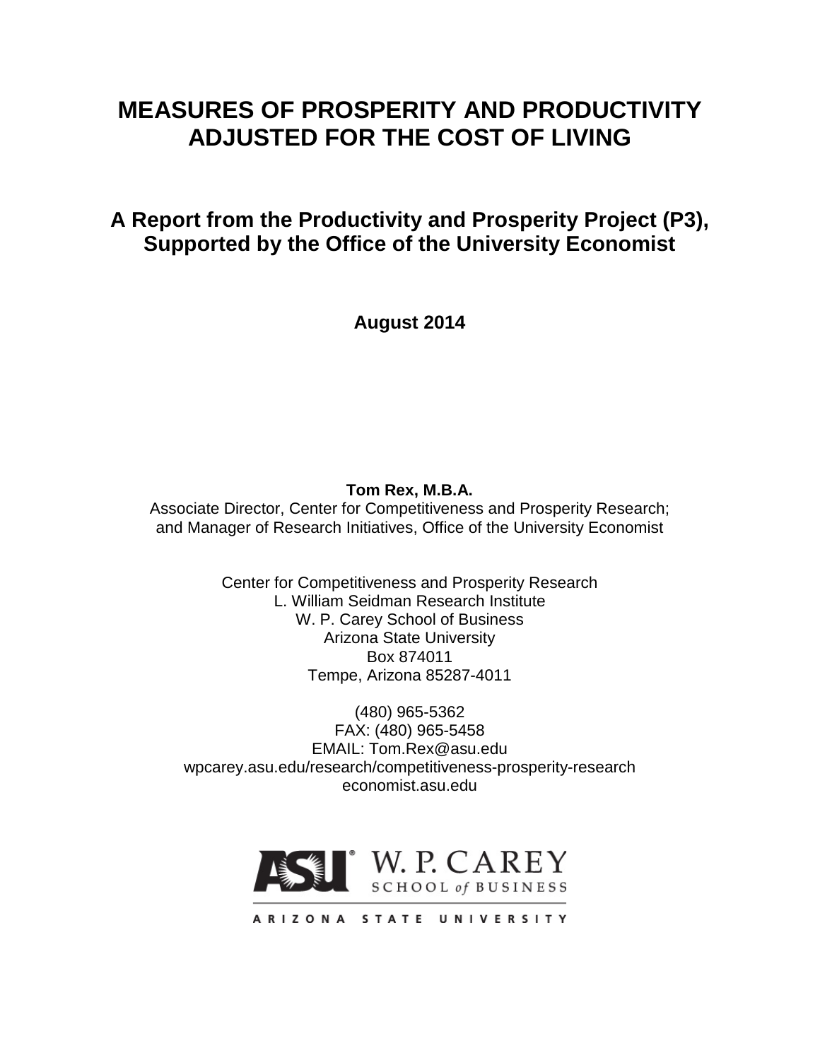# MEASURES OF PROSPERITY AND PRODUCTIVITY ADJUSTED FOR THE COST OF LIVING

## A Report from the Productivity and Prosperity Project (P3), Supported by the Office of the University Economist

**August 2014**

**Tom Rex, M.B.A.**
Associate Director, Center for Competitiveness and Prosperity Research;
and Manager of Research Initiatives, Office of the University Economist

Center for Competitiveness and Prosperity Research
L. William Seidman Research Institute
W. P. Carey School of Business
Arizona State University
Box 874011
Tempe, Arizona 85287-4011

(480) 965-5362
FAX: (480) 965-5458
EMAIL: Tom.Rex@asu.edu
wpcarey.asu.edu/research/competitiveness-prosperity-research
economist.asu.edu

ASU W. P. CAREY SCHOOL of BUSINESS
ARIZONA STATE UNIVERSITY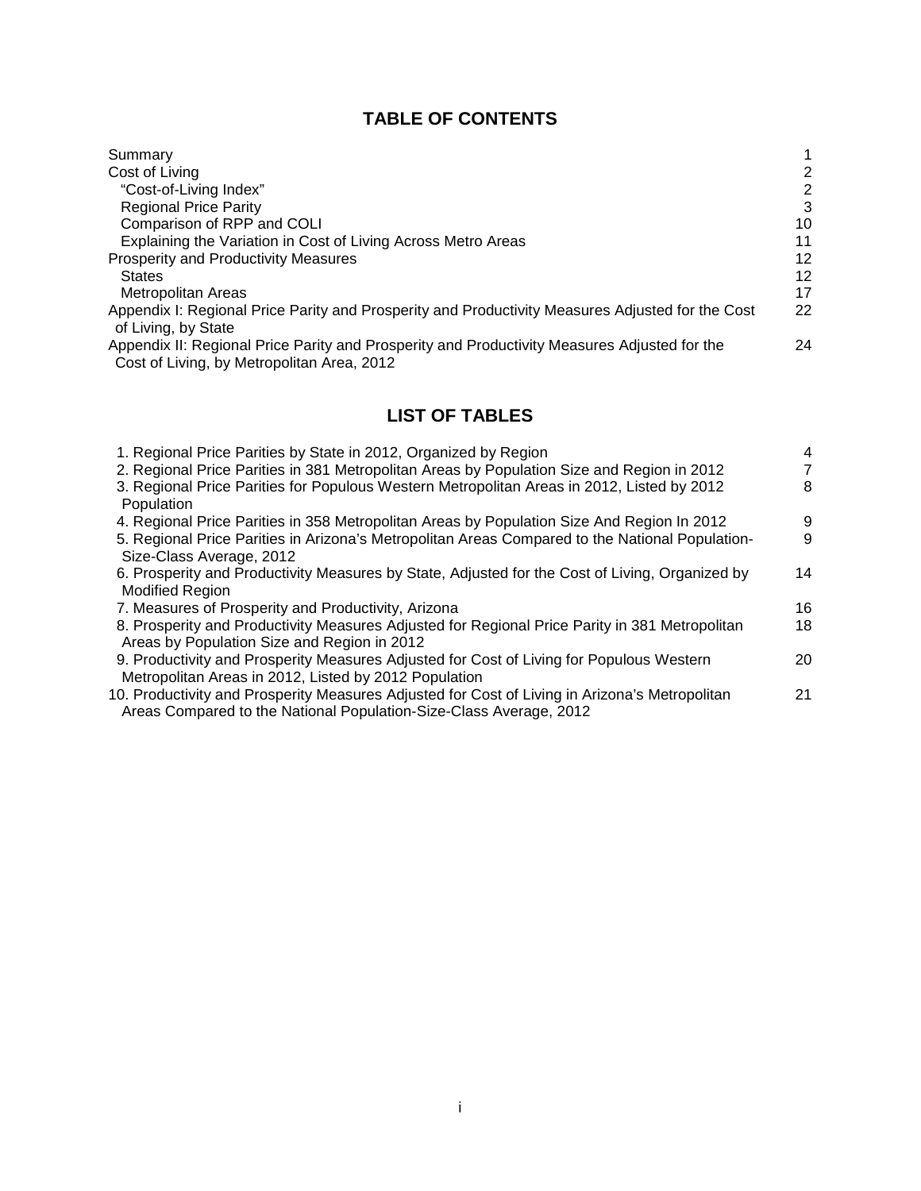# TABLE OF CONTENTS

| | |
|---|---|
| Summary | 1 |
| Cost of Living | 2 |
| &nbsp;&nbsp;"Cost-of-Living Index" | 2 |
| &nbsp;&nbsp;Regional Price Parity | 3 |
| &nbsp;&nbsp;Comparison of RPP and COLI | 10 |
| &nbsp;&nbsp;Explaining the Variation in Cost of Living Across Metro Areas | 11 |
| Prosperity and Productivity Measures | 12 |
| &nbsp;&nbsp;States | 12 |
| &nbsp;&nbsp;Metropolitan Areas | 17 |
| Appendix I: Regional Price Parity and Prosperity and Productivity Measures Adjusted for the Cost of Living, by State | 22 |
| Appendix II: Regional Price Parity and Prosperity and Productivity Measures Adjusted for the Cost of Living, by Metropolitan Area, 2012 | 24 |

# LIST OF TABLES

| | |
|---|---|
| 1. Regional Price Parities by State in 2012, Organized by Region | 4 |
| 2. Regional Price Parities in 381 Metropolitan Areas by Population Size and Region in 2012 | 7 |
| 3. Regional Price Parities for Populous Western Metropolitan Areas in 2012, Listed by 2012 Population | 8 |
| 4. Regional Price Parities in 358 Metropolitan Areas by Population Size And Region In 2012 | 9 |
| 5. Regional Price Parities in Arizona's Metropolitan Areas Compared to the National Population-Size-Class Average, 2012 | 9 |
| 6. Prosperity and Productivity Measures by State, Adjusted for the Cost of Living, Organized by Modified Region | 14 |
| 7. Measures of Prosperity and Productivity, Arizona | 16 |
| 8. Prosperity and Productivity Measures Adjusted for Regional Price Parity in 381 Metropolitan Areas by Population Size and Region in 2012 | 18 |
| 9. Productivity and Prosperity Measures Adjusted for Cost of Living for Populous Western Metropolitan Areas in 2012, Listed by 2012 Population | 20 |
| 10. Productivity and Prosperity Measures Adjusted for Cost of Living in Arizona's Metropolitan Areas Compared to the National Population-Size-Class Average, 2012 | 21 |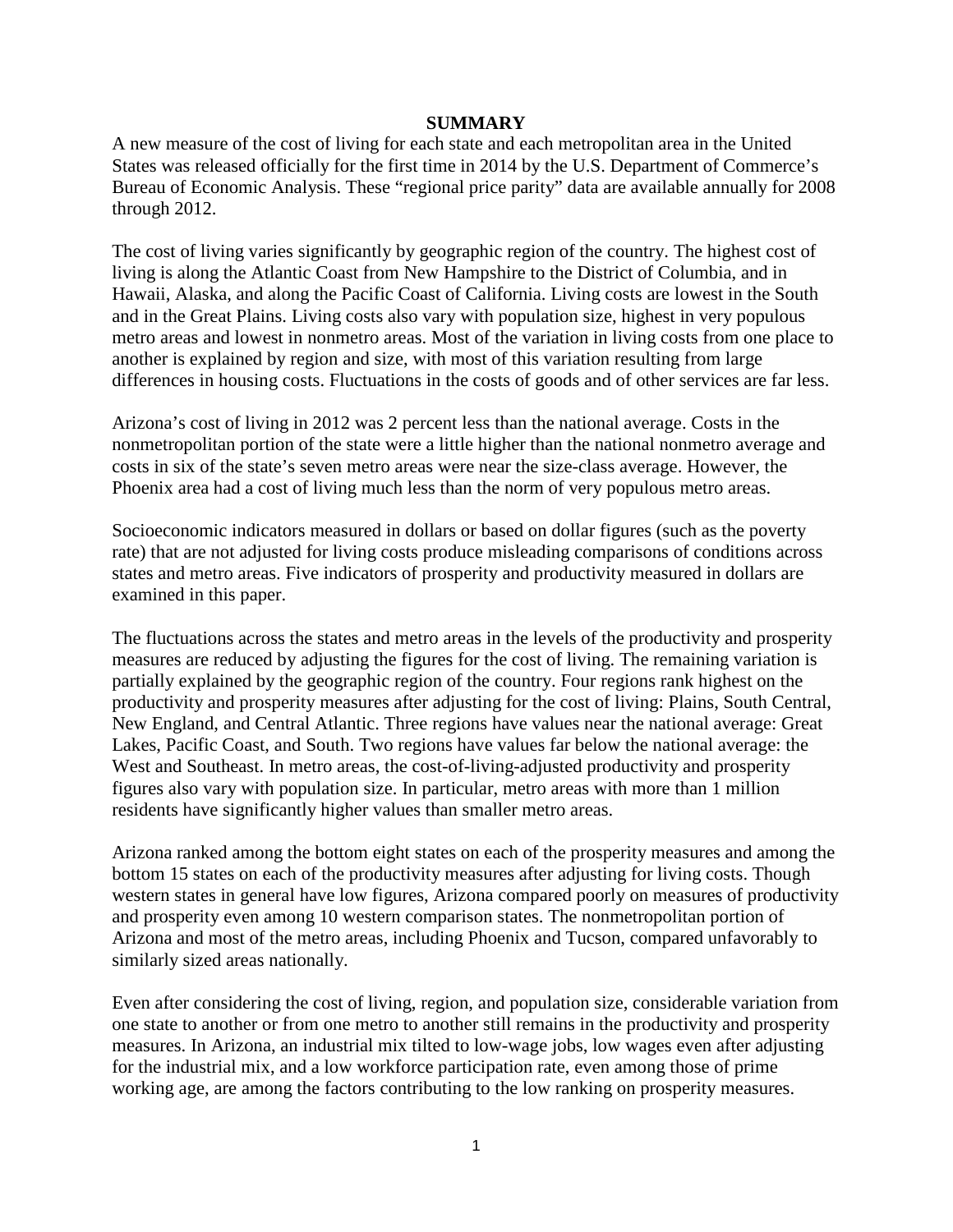# SUMMARY

A new measure of the cost of living for each state and each metropolitan area in the United States was released officially for the first time in 2014 by the U.S. Department of Commerce's Bureau of Economic Analysis. These "regional price parity" data are available annually for 2008 through 2012.

The cost of living varies significantly by geographic region of the country. The highest cost of living is along the Atlantic Coast from New Hampshire to the District of Columbia, and in Hawaii, Alaska, and along the Pacific Coast of California. Living costs are lowest in the South and in the Great Plains. Living costs also vary with population size, highest in very populous metro areas and lowest in nonmetro areas. Most of the variation in living costs from one place to another is explained by region and size, with most of this variation resulting from large differences in housing costs. Fluctuations in the costs of goods and of other services are far less.

Arizona's cost of living in 2012 was 2 percent less than the national average. Costs in the nonmetropolitan portion of the state were a little higher than the national nonmetro average and costs in six of the state's seven metro areas were near the size-class average. However, the Phoenix area had a cost of living much less than the norm of very populous metro areas.

Socioeconomic indicators measured in dollars or based on dollar figures (such as the poverty rate) that are not adjusted for living costs produce misleading comparisons of conditions across states and metro areas. Five indicators of prosperity and productivity measured in dollars are examined in this paper.

The fluctuations across the states and metro areas in the levels of the productivity and prosperity measures are reduced by adjusting the figures for the cost of living. The remaining variation is partially explained by the geographic region of the country. Four regions rank highest on the productivity and prosperity measures after adjusting for the cost of living: Plains, South Central, New England, and Central Atlantic. Three regions have values near the national average: Great Lakes, Pacific Coast, and South. Two regions have values far below the national average: the West and Southeast. In metro areas, the cost-of-living-adjusted productivity and prosperity figures also vary with population size. In particular, metro areas with more than 1 million residents have significantly higher values than smaller metro areas.

Arizona ranked among the bottom eight states on each of the prosperity measures and among the bottom 15 states on each of the productivity measures after adjusting for living costs. Though western states in general have low figures, Arizona compared poorly on measures of productivity and prosperity even among 10 western comparison states. The nonmetropolitan portion of Arizona and most of the metro areas, including Phoenix and Tucson, compared unfavorably to similarly sized areas nationally.

Even after considering the cost of living, region, and population size, considerable variation from one state to another or from one metro to another still remains in the productivity and prosperity measures. In Arizona, an industrial mix tilted to low-wage jobs, low wages even after adjusting for the industrial mix, and a low workforce participation rate, even among those of prime working age, are among the factors contributing to the low ranking on prosperity measures.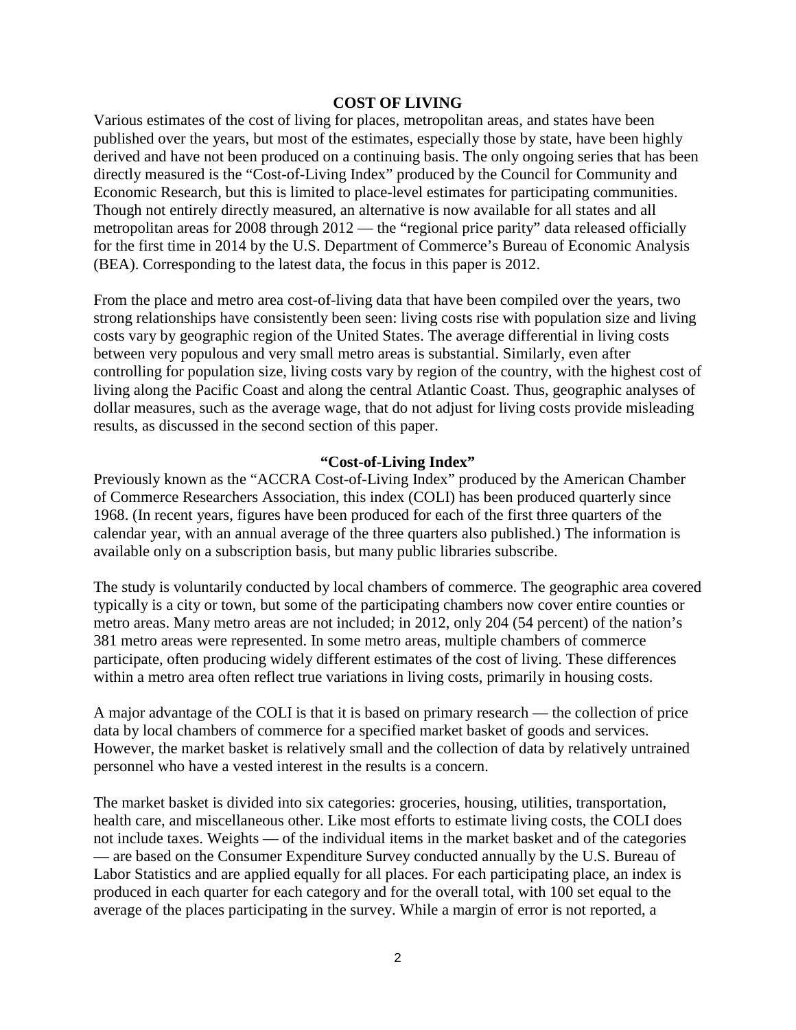## COST OF LIVING

Various estimates of the cost of living for places, metropolitan areas, and states have been published over the years, but most of the estimates, especially those by state, have been highly derived and have not been produced on a continuing basis. The only ongoing series that has been directly measured is the "Cost-of-Living Index" produced by the Council for Community and Economic Research, but this is limited to place-level estimates for participating communities. Though not entirely directly measured, an alternative is now available for all states and all metropolitan areas for 2008 through 2012 — the "regional price parity" data released officially for the first time in 2014 by the U.S. Department of Commerce's Bureau of Economic Analysis (BEA). Corresponding to the latest data, the focus in this paper is 2012.

From the place and metro area cost-of-living data that have been compiled over the years, two strong relationships have consistently been seen: living costs rise with population size and living costs vary by geographic region of the United States. The average differential in living costs between very populous and very small metro areas is substantial. Similarly, even after controlling for population size, living costs vary by region of the country, with the highest cost of living along the Pacific Coast and along the central Atlantic Coast. Thus, geographic analyses of dollar measures, such as the average wage, that do not adjust for living costs provide misleading results, as discussed in the second section of this paper.

### "Cost-of-Living Index"

Previously known as the "ACCRA Cost-of-Living Index" produced by the American Chamber of Commerce Researchers Association, this index (COLI) has been produced quarterly since 1968. (In recent years, figures have been produced for each of the first three quarters of the calendar year, with an annual average of the three quarters also published.) The information is available only on a subscription basis, but many public libraries subscribe.

The study is voluntarily conducted by local chambers of commerce. The geographic area covered typically is a city or town, but some of the participating chambers now cover entire counties or metro areas. Many metro areas are not included; in 2012, only 204 (54 percent) of the nation's 381 metro areas were represented. In some metro areas, multiple chambers of commerce participate, often producing widely different estimates of the cost of living. These differences within a metro area often reflect true variations in living costs, primarily in housing costs.

A major advantage of the COLI is that it is based on primary research — the collection of price data by local chambers of commerce for a specified market basket of goods and services. However, the market basket is relatively small and the collection of data by relatively untrained personnel who have a vested interest in the results is a concern.

The market basket is divided into six categories: groceries, housing, utilities, transportation, health care, and miscellaneous other. Like most efforts to estimate living costs, the COLI does not include taxes. Weights — of the individual items in the market basket and of the categories — are based on the Consumer Expenditure Survey conducted annually by the U.S. Bureau of Labor Statistics and are applied equally for all places. For each participating place, an index is produced in each quarter for each category and for the overall total, with 100 set equal to the average of the places participating in the survey. While a margin of error is not reported, a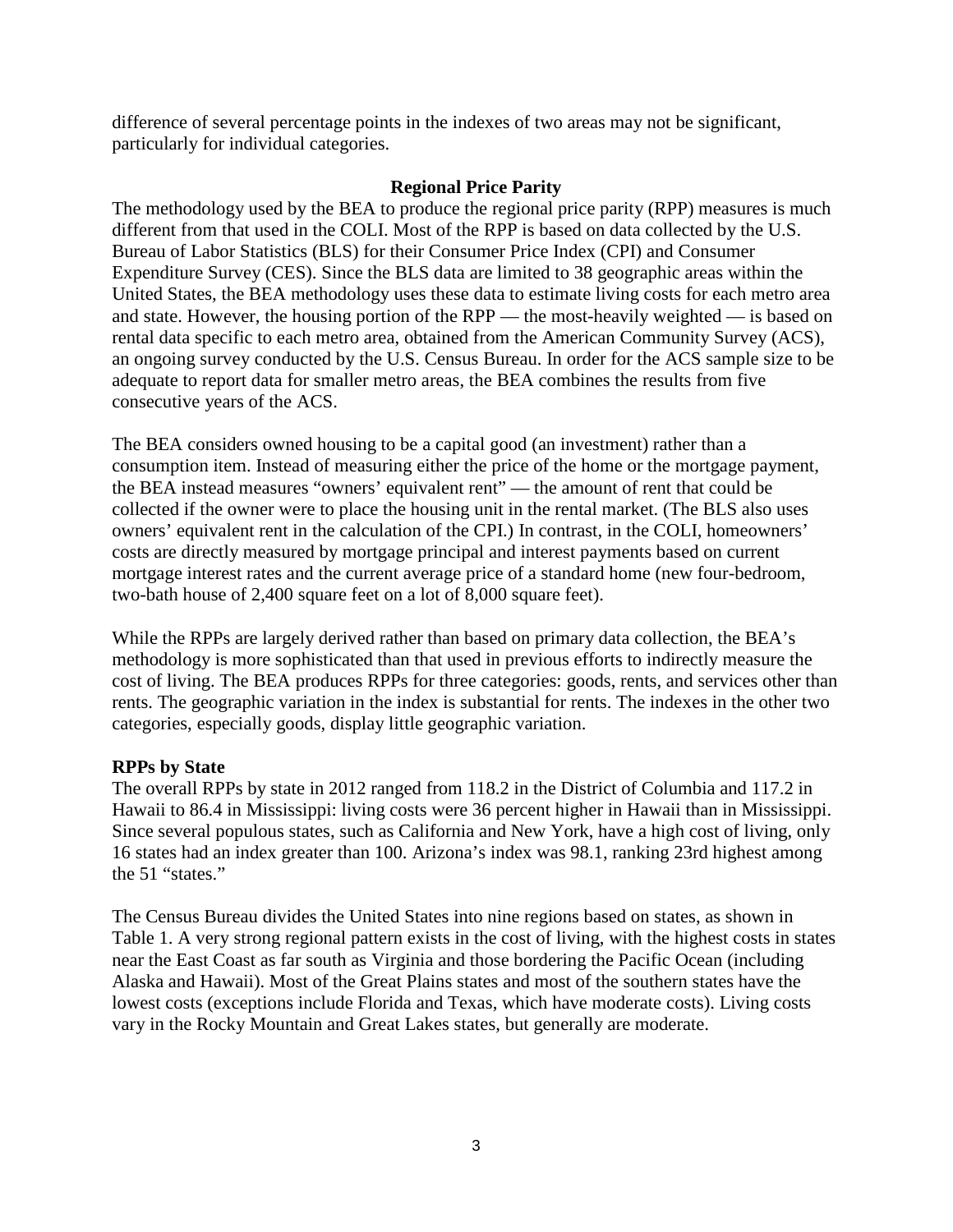difference of several percentage points in the indexes of two areas may not be significant, particularly for individual categories.

## Regional Price Parity

The methodology used by the BEA to produce the regional price parity (RPP) measures is much different from that used in the COLI. Most of the RPP is based on data collected by the U.S. Bureau of Labor Statistics (BLS) for their Consumer Price Index (CPI) and Consumer Expenditure Survey (CES). Since the BLS data are limited to 38 geographic areas within the United States, the BEA methodology uses these data to estimate living costs for each metro area and state. However, the housing portion of the RPP — the most-heavily weighted — is based on rental data specific to each metro area, obtained from the American Community Survey (ACS), an ongoing survey conducted by the U.S. Census Bureau. In order for the ACS sample size to be adequate to report data for smaller metro areas, the BEA combines the results from five consecutive years of the ACS.

The BEA considers owned housing to be a capital good (an investment) rather than a consumption item. Instead of measuring either the price of the home or the mortgage payment, the BEA instead measures "owners' equivalent rent" — the amount of rent that could be collected if the owner were to place the housing unit in the rental market. (The BLS also uses owners' equivalent rent in the calculation of the CPI.) In contrast, in the COLI, homeowners' costs are directly measured by mortgage principal and interest payments based on current mortgage interest rates and the current average price of a standard home (new four-bedroom, two-bath house of 2,400 square feet on a lot of 8,000 square feet).

While the RPPs are largely derived rather than based on primary data collection, the BEA's methodology is more sophisticated than that used in previous efforts to indirectly measure the cost of living. The BEA produces RPPs for three categories: goods, rents, and services other than rents. The geographic variation in the index is substantial for rents. The indexes in the other two categories, especially goods, display little geographic variation.

### RPPs by State

The overall RPPs by state in 2012 ranged from 118.2 in the District of Columbia and 117.2 in Hawaii to 86.4 in Mississippi: living costs were 36 percent higher in Hawaii than in Mississippi. Since several populous states, such as California and New York, have a high cost of living, only 16 states had an index greater than 100. Arizona's index was 98.1, ranking 23rd highest among the 51 "states."

The Census Bureau divides the United States into nine regions based on states, as shown in Table 1. A very strong regional pattern exists in the cost of living, with the highest costs in states near the East Coast as far south as Virginia and those bordering the Pacific Ocean (including Alaska and Hawaii). Most of the Great Plains states and most of the southern states have the lowest costs (exceptions include Florida and Texas, which have moderate costs). Living costs vary in the Rocky Mountain and Great Lakes states, but generally are moderate.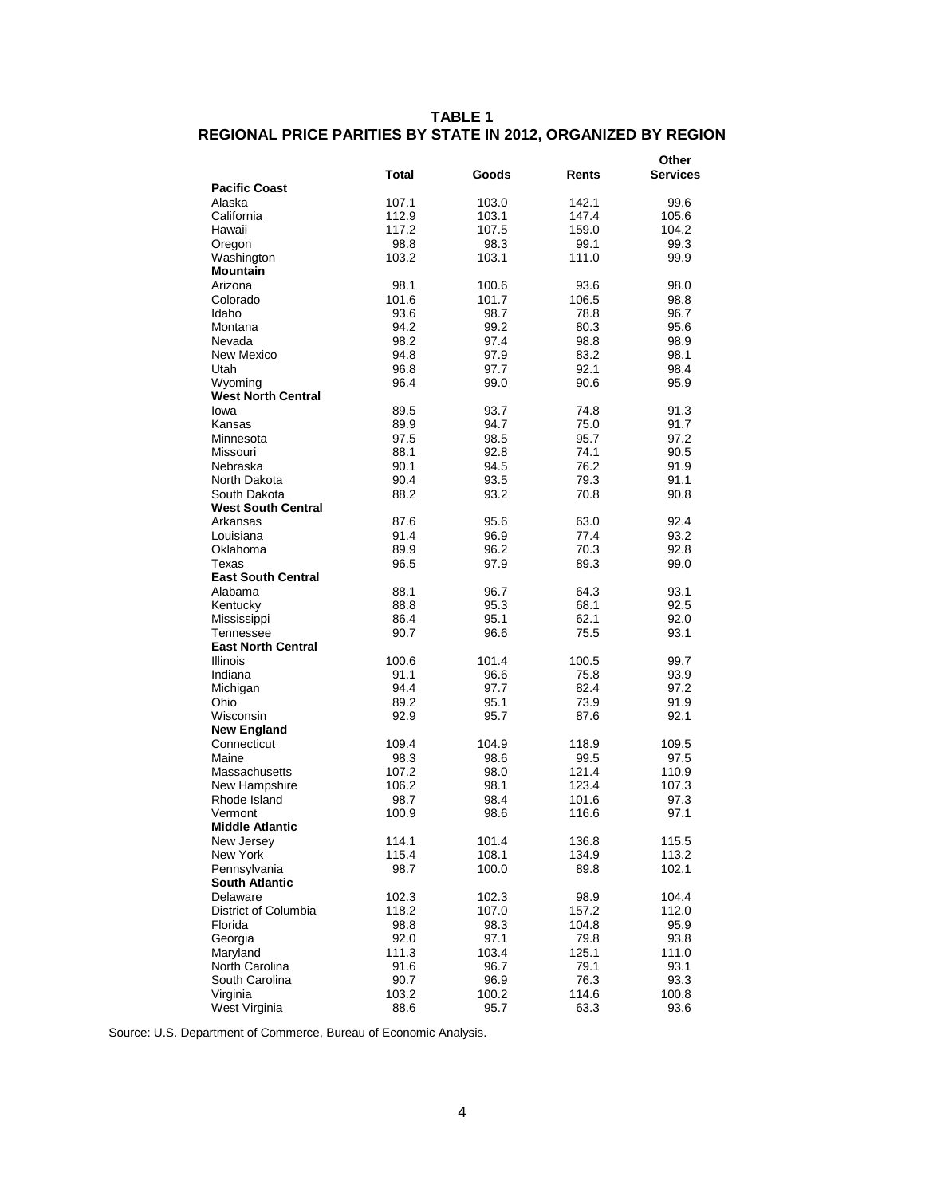**TABLE 1**
**REGIONAL PRICE PARITIES BY STATE IN 2012, ORGANIZED BY REGION**

| | Total | Goods | Rents | Other Services |
|---|---|---|---|---|
| **Pacific Coast** | | | | |
| Alaska | 107.1 | 103.0 | 142.1 | 99.6 |
| California | 112.9 | 103.1 | 147.4 | 105.6 |
| Hawaii | 117.2 | 107.5 | 159.0 | 104.2 |
| Oregon | 98.8 | 98.3 | 99.1 | 99.3 |
| Washington | 103.2 | 103.1 | 111.0 | 99.9 |
| **Mountain** | | | | |
| Arizona | 98.1 | 100.6 | 93.6 | 98.0 |
| Colorado | 101.6 | 101.7 | 106.5 | 98.8 |
| Idaho | 93.6 | 98.7 | 78.8 | 96.7 |
| Montana | 94.2 | 99.2 | 80.3 | 95.6 |
| Nevada | 98.2 | 97.4 | 98.8 | 98.9 |
| New Mexico | 94.8 | 97.9 | 83.2 | 98.1 |
| Utah | 96.8 | 97.7 | 92.1 | 98.4 |
| Wyoming | 96.4 | 99.0 | 90.6 | 95.9 |
| **West North Central** | | | | |
| Iowa | 89.5 | 93.7 | 74.8 | 91.3 |
| Kansas | 89.9 | 94.7 | 75.0 | 91.7 |
| Minnesota | 97.5 | 98.5 | 95.7 | 97.2 |
| Missouri | 88.1 | 92.8 | 74.1 | 90.5 |
| Nebraska | 90.1 | 94.5 | 76.2 | 91.9 |
| North Dakota | 90.4 | 93.5 | 79.3 | 91.1 |
| South Dakota | 88.2 | 93.2 | 70.8 | 90.8 |
| **West South Central** | | | | |
| Arkansas | 87.6 | 95.6 | 63.0 | 92.4 |
| Louisiana | 91.4 | 96.9 | 77.4 | 93.2 |
| Oklahoma | 89.9 | 96.2 | 70.3 | 92.8 |
| Texas | 96.5 | 97.9 | 89.3 | 99.0 |
| **East South Central** | | | | |
| Alabama | 88.1 | 96.7 | 64.3 | 93.1 |
| Kentucky | 88.8 | 95.3 | 68.1 | 92.5 |
| Mississippi | 86.4 | 95.1 | 62.1 | 92.0 |
| Tennessee | 90.7 | 96.6 | 75.5 | 93.1 |
| **East North Central** | | | | |
| Illinois | 100.6 | 101.4 | 100.5 | 99.7 |
| Indiana | 91.1 | 96.6 | 75.8 | 93.9 |
| Michigan | 94.4 | 97.7 | 82.4 | 97.2 |
| Ohio | 89.2 | 95.1 | 73.9 | 91.9 |
| Wisconsin | 92.9 | 95.7 | 87.6 | 92.1 |
| **New England** | | | | |
| Connecticut | 109.4 | 104.9 | 118.9 | 109.5 |
| Maine | 98.3 | 98.6 | 99.5 | 97.5 |
| Massachusetts | 107.2 | 98.0 | 121.4 | 110.9 |
| New Hampshire | 106.2 | 98.1 | 123.4 | 107.3 |
| Rhode Island | 98.7 | 98.4 | 101.6 | 97.3 |
| Vermont | 100.9 | 98.6 | 116.6 | 97.1 |
| **Middle Atlantic** | | | | |
| New Jersey | 114.1 | 101.4 | 136.8 | 115.5 |
| New York | 115.4 | 108.1 | 134.9 | 113.2 |
| Pennsylvania | 98.7 | 100.0 | 89.8 | 102.1 |
| **South Atlantic** | | | | |
| Delaware | 102.3 | 102.3 | 98.9 | 104.4 |
| District of Columbia | 118.2 | 107.0 | 157.2 | 112.0 |
| Florida | 98.8 | 98.3 | 104.8 | 95.9 |
| Georgia | 92.0 | 97.1 | 79.8 | 93.8 |
| Maryland | 111.3 | 103.4 | 125.1 | 111.0 |
| North Carolina | 91.6 | 96.7 | 79.1 | 93.1 |
| South Carolina | 90.7 | 96.9 | 76.3 | 93.3 |
| Virginia | 103.2 | 100.2 | 114.6 | 100.8 |
| West Virginia | 88.6 | 95.7 | 63.3 | 93.6 |

Source: U.S. Department of Commerce, Bureau of Economic Analysis.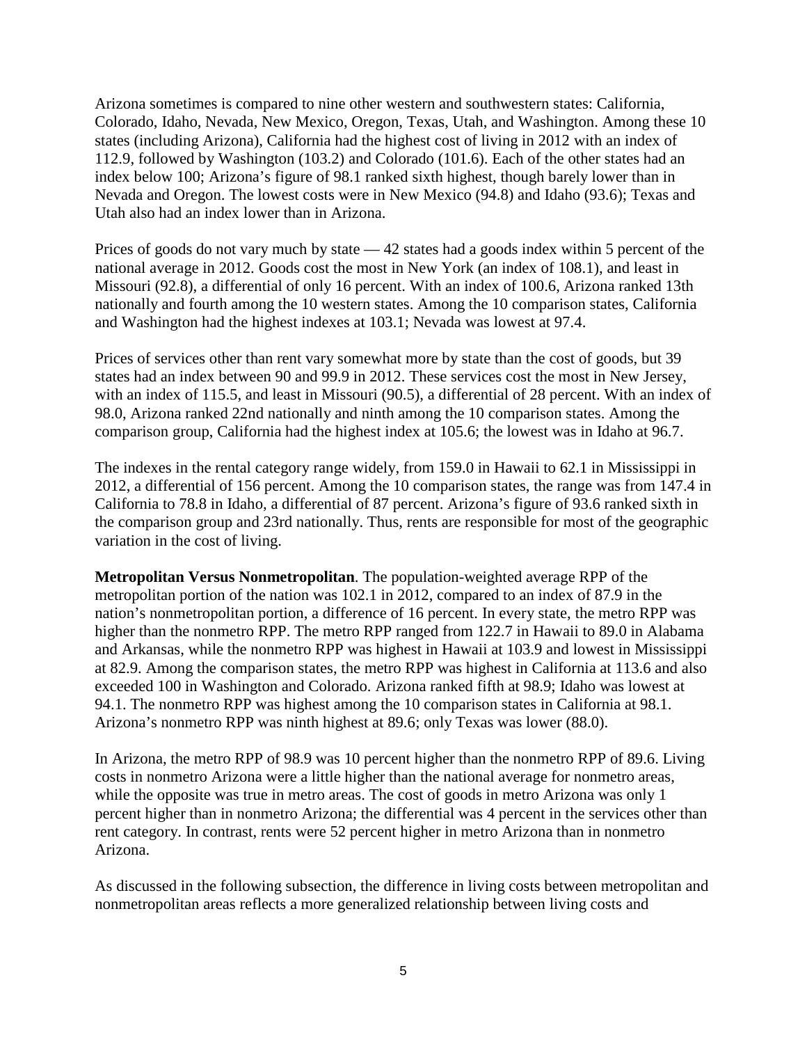Arizona sometimes is compared to nine other western and southwestern states: California, Colorado, Idaho, Nevada, New Mexico, Oregon, Texas, Utah, and Washington. Among these 10 states (including Arizona), California had the highest cost of living in 2012 with an index of 112.9, followed by Washington (103.2) and Colorado (101.6). Each of the other states had an index below 100; Arizona's figure of 98.1 ranked sixth highest, though barely lower than in Nevada and Oregon. The lowest costs were in New Mexico (94.8) and Idaho (93.6); Texas and Utah also had an index lower than in Arizona.

Prices of goods do not vary much by state — 42 states had a goods index within 5 percent of the national average in 2012. Goods cost the most in New York (an index of 108.1), and least in Missouri (92.8), a differential of only 16 percent. With an index of 100.6, Arizona ranked 13th nationally and fourth among the 10 western states. Among the 10 comparison states, California and Washington had the highest indexes at 103.1; Nevada was lowest at 97.4.

Prices of services other than rent vary somewhat more by state than the cost of goods, but 39 states had an index between 90 and 99.9 in 2012. These services cost the most in New Jersey, with an index of 115.5, and least in Missouri (90.5), a differential of 28 percent. With an index of 98.0, Arizona ranked 22nd nationally and ninth among the 10 comparison states. Among the comparison group, California had the highest index at 105.6; the lowest was in Idaho at 96.7.

The indexes in the rental category range widely, from 159.0 in Hawaii to 62.1 in Mississippi in 2012, a differential of 156 percent. Among the 10 comparison states, the range was from 147.4 in California to 78.8 in Idaho, a differential of 87 percent. Arizona's figure of 93.6 ranked sixth in the comparison group and 23rd nationally. Thus, rents are responsible for most of the geographic variation in the cost of living.

**Metropolitan Versus Nonmetropolitan**. The population-weighted average RPP of the metropolitan portion of the nation was 102.1 in 2012, compared to an index of 87.9 in the nation's nonmetropolitan portion, a difference of 16 percent. In every state, the metro RPP was higher than the nonmetro RPP. The metro RPP ranged from 122.7 in Hawaii to 89.0 in Alabama and Arkansas, while the nonmetro RPP was highest in Hawaii at 103.9 and lowest in Mississippi at 82.9. Among the comparison states, the metro RPP was highest in California at 113.6 and also exceeded 100 in Washington and Colorado. Arizona ranked fifth at 98.9; Idaho was lowest at 94.1. The nonmetro RPP was highest among the 10 comparison states in California at 98.1. Arizona's nonmetro RPP was ninth highest at 89.6; only Texas was lower (88.0).

In Arizona, the metro RPP of 98.9 was 10 percent higher than the nonmetro RPP of 89.6. Living costs in nonmetro Arizona were a little higher than the national average for nonmetro areas, while the opposite was true in metro areas. The cost of goods in metro Arizona was only 1 percent higher than in nonmetro Arizona; the differential was 4 percent in the services other than rent category. In contrast, rents were 52 percent higher in metro Arizona than in nonmetro Arizona.

As discussed in the following subsection, the difference in living costs between metropolitan and nonmetropolitan areas reflects a more generalized relationship between living costs and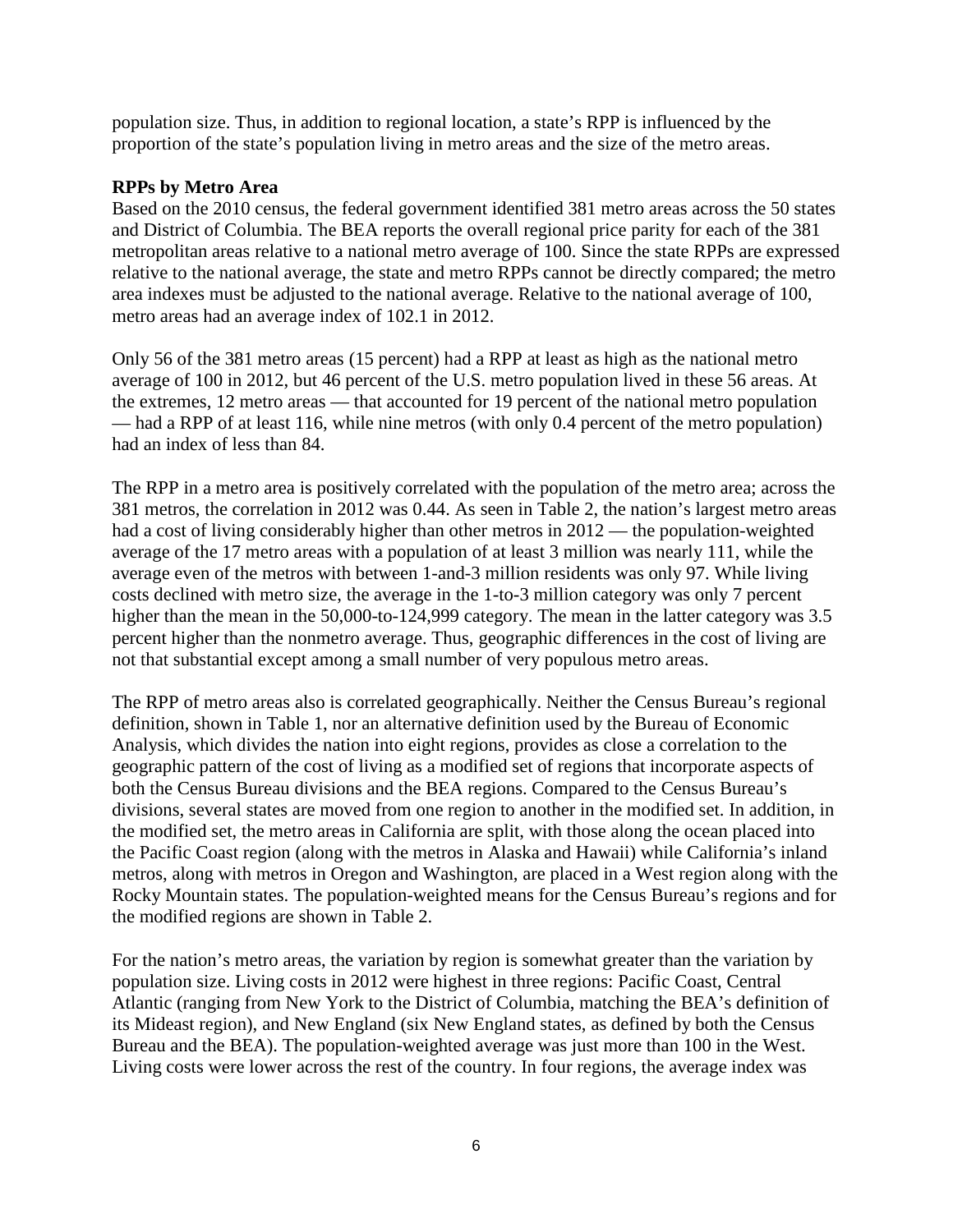population size. Thus, in addition to regional location, a state's RPP is influenced by the proportion of the state's population living in metro areas and the size of the metro areas.

**RPPs by Metro Area**

Based on the 2010 census, the federal government identified 381 metro areas across the 50 states and District of Columbia. The BEA reports the overall regional price parity for each of the 381 metropolitan areas relative to a national metro average of 100. Since the state RPPs are expressed relative to the national average, the state and metro RPPs cannot be directly compared; the metro area indexes must be adjusted to the national average. Relative to the national average of 100, metro areas had an average index of 102.1 in 2012.

Only 56 of the 381 metro areas (15 percent) had a RPP at least as high as the national metro average of 100 in 2012, but 46 percent of the U.S. metro population lived in these 56 areas. At the extremes, 12 metro areas — that accounted for 19 percent of the national metro population — had a RPP of at least 116, while nine metros (with only 0.4 percent of the metro population) had an index of less than 84.

The RPP in a metro area is positively correlated with the population of the metro area; across the 381 metros, the correlation in 2012 was 0.44. As seen in Table 2, the nation's largest metro areas had a cost of living considerably higher than other metros in 2012 — the population-weighted average of the 17 metro areas with a population of at least 3 million was nearly 111, while the average even of the metros with between 1-and-3 million residents was only 97. While living costs declined with metro size, the average in the 1-to-3 million category was only 7 percent higher than the mean in the 50,000-to-124,999 category. The mean in the latter category was 3.5 percent higher than the nonmetro average. Thus, geographic differences in the cost of living are not that substantial except among a small number of very populous metro areas.

The RPP of metro areas also is correlated geographically. Neither the Census Bureau's regional definition, shown in Table 1, nor an alternative definition used by the Bureau of Economic Analysis, which divides the nation into eight regions, provides as close a correlation to the geographic pattern of the cost of living as a modified set of regions that incorporate aspects of both the Census Bureau divisions and the BEA regions. Compared to the Census Bureau's divisions, several states are moved from one region to another in the modified set. In addition, in the modified set, the metro areas in California are split, with those along the ocean placed into the Pacific Coast region (along with the metros in Alaska and Hawaii) while California's inland metros, along with metros in Oregon and Washington, are placed in a West region along with the Rocky Mountain states. The population-weighted means for the Census Bureau's regions and for the modified regions are shown in Table 2.

For the nation's metro areas, the variation by region is somewhat greater than the variation by population size. Living costs in 2012 were highest in three regions: Pacific Coast, Central Atlantic (ranging from New York to the District of Columbia, matching the BEA's definition of its Mideast region), and New England (six New England states, as defined by both the Census Bureau and the BEA). The population-weighted average was just more than 100 in the West. Living costs were lower across the rest of the country. In four regions, the average index was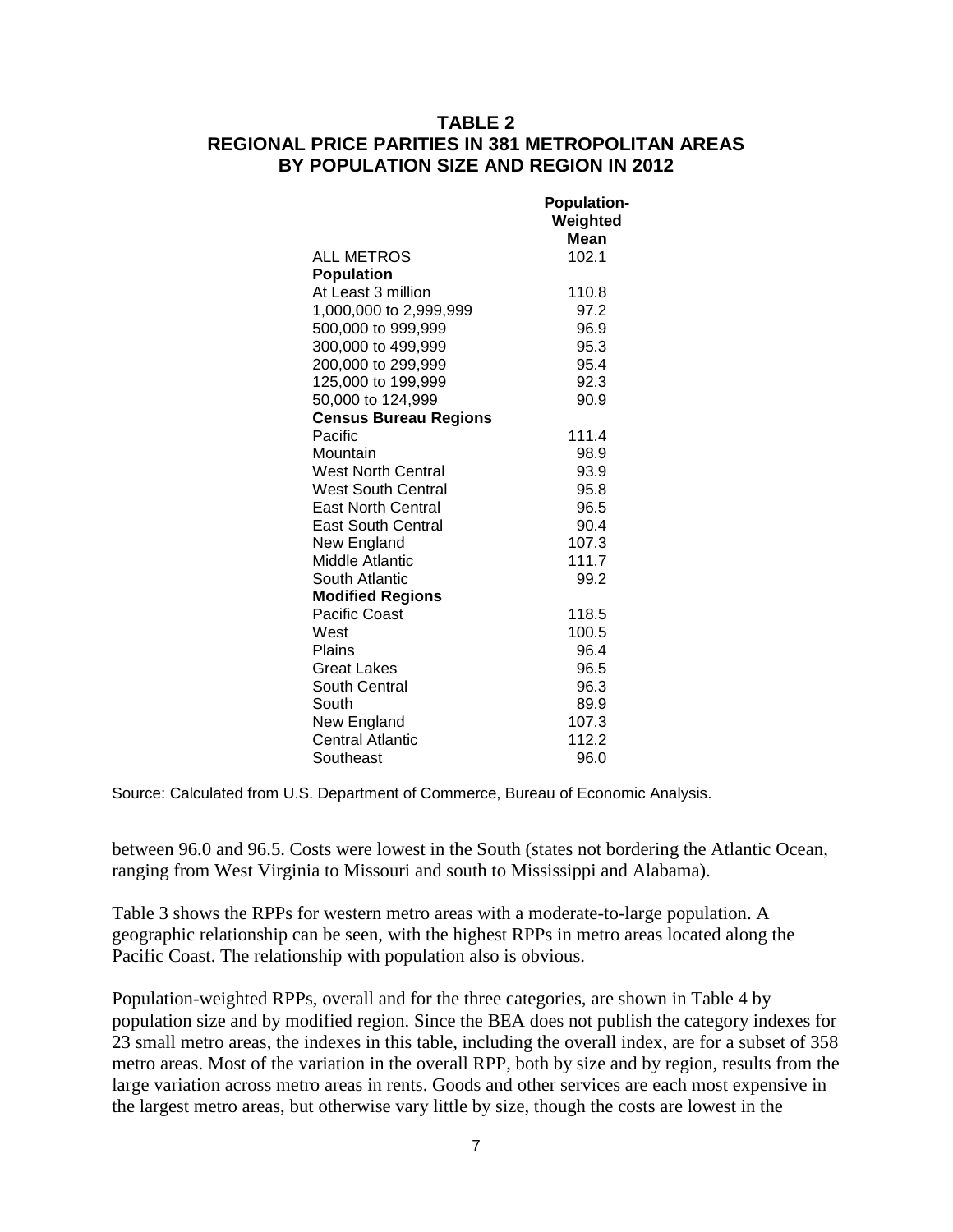## TABLE 2
## REGIONAL PRICE PARITIES IN 381 METROPOLITAN AREAS BY POPULATION SIZE AND REGION IN 2012

| | Population-Weighted Mean |
|---|---|
| ALL METROS | 102.1 |
| **Population** | |
| At Least 3 million | 110.8 |
| 1,000,000 to 2,999,999 | 97.2 |
| 500,000 to 999,999 | 96.9 |
| 300,000 to 499,999 | 95.3 |
| 200,000 to 299,999 | 95.4 |
| 125,000 to 199,999 | 92.3 |
| 50,000 to 124,999 | 90.9 |
| **Census Bureau Regions** | |
| Pacific | 111.4 |
| Mountain | 98.9 |
| West North Central | 93.9 |
| West South Central | 95.8 |
| East North Central | 96.5 |
| East South Central | 90.4 |
| New England | 107.3 |
| Middle Atlantic | 111.7 |
| South Atlantic | 99.2 |
| **Modified Regions** | |
| Pacific Coast | 118.5 |
| West | 100.5 |
| Plains | 96.4 |
| Great Lakes | 96.5 |
| South Central | 96.3 |
| South | 89.9 |
| New England | 107.3 |
| Central Atlantic | 112.2 |
| Southeast | 96.0 |

Source: Calculated from U.S. Department of Commerce, Bureau of Economic Analysis.

between 96.0 and 96.5. Costs were lowest in the South (states not bordering the Atlantic Ocean, ranging from West Virginia to Missouri and south to Mississippi and Alabama).

Table 3 shows the RPPs for western metro areas with a moderate-to-large population. A geographic relationship can be seen, with the highest RPPs in metro areas located along the Pacific Coast. The relationship with population also is obvious.

Population-weighted RPPs, overall and for the three categories, are shown in Table 4 by population size and by modified region. Since the BEA does not publish the category indexes for 23 small metro areas, the indexes in this table, including the overall index, are for a subset of 358 metro areas. Most of the variation in the overall RPP, both by size and by region, results from the large variation across metro areas in rents. Goods and other services are each most expensive in the largest metro areas, but otherwise vary little by size, though the costs are lowest in the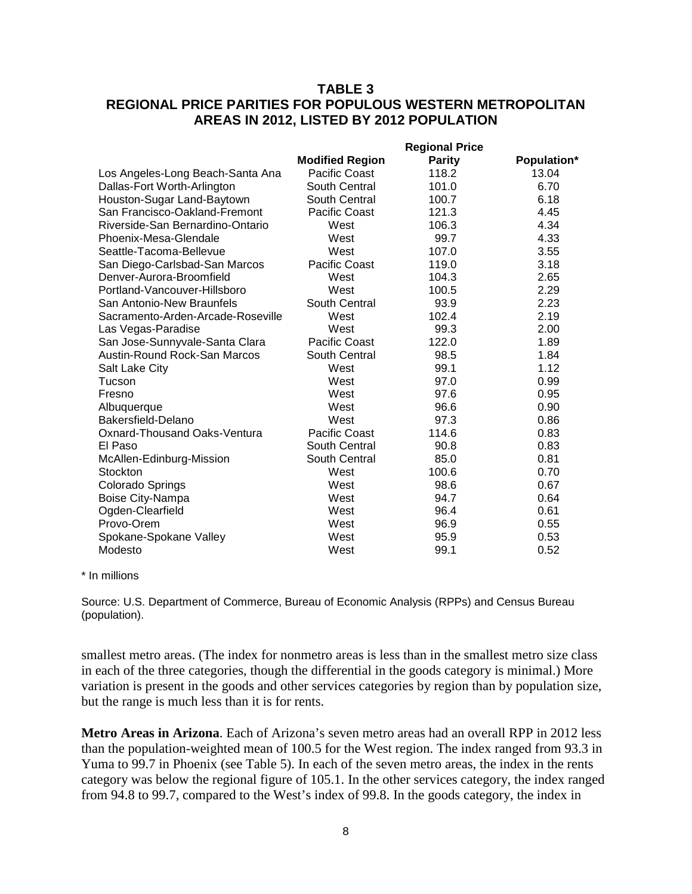### TABLE 3
### REGIONAL PRICE PARITIES FOR POPULOUS WESTERN METROPOLITAN AREAS IN 2012, LISTED BY 2012 POPULATION

| | Modified Region | Regional Price Parity | Population* |
|---|---|---|---|
| Los Angeles-Long Beach-Santa Ana | Pacific Coast | 118.2 | 13.04 |
| Dallas-Fort Worth-Arlington | South Central | 101.0 | 6.70 |
| Houston-Sugar Land-Baytown | South Central | 100.7 | 6.18 |
| San Francisco-Oakland-Fremont | Pacific Coast | 121.3 | 4.45 |
| Riverside-San Bernardino-Ontario | West | 106.3 | 4.34 |
| Phoenix-Mesa-Glendale | West | 99.7 | 4.33 |
| Seattle-Tacoma-Bellevue | West | 107.0 | 3.55 |
| San Diego-Carlsbad-San Marcos | Pacific Coast | 119.0 | 3.18 |
| Denver-Aurora-Broomfield | West | 104.3 | 2.65 |
| Portland-Vancouver-Hillsboro | West | 100.5 | 2.29 |
| San Antonio-New Braunfels | South Central | 93.9 | 2.23 |
| Sacramento-Arden-Arcade-Roseville | West | 102.4 | 2.19 |
| Las Vegas-Paradise | West | 99.3 | 2.00 |
| San Jose-Sunnyvale-Santa Clara | Pacific Coast | 122.0 | 1.89 |
| Austin-Round Rock-San Marcos | South Central | 98.5 | 1.84 |
| Salt Lake City | West | 99.1 | 1.12 |
| Tucson | West | 97.0 | 0.99 |
| Fresno | West | 97.6 | 0.95 |
| Albuquerque | West | 96.6 | 0.90 |
| Bakersfield-Delano | West | 97.3 | 0.86 |
| Oxnard-Thousand Oaks-Ventura | Pacific Coast | 114.6 | 0.83 |
| El Paso | South Central | 90.8 | 0.83 |
| McAllen-Edinburg-Mission | South Central | 85.0 | 0.81 |
| Stockton | West | 100.6 | 0.70 |
| Colorado Springs | West | 98.6 | 0.67 |
| Boise City-Nampa | West | 94.7 | 0.64 |
| Ogden-Clearfield | West | 96.4 | 0.61 |
| Provo-Orem | West | 96.9 | 0.55 |
| Spokane-Spokane Valley | West | 95.9 | 0.53 |
| Modesto | West | 99.1 | 0.52 |

* In millions

Source: U.S. Department of Commerce, Bureau of Economic Analysis (RPPs) and Census Bureau (population).

smallest metro areas. (The index for nonmetro areas is less than in the smallest metro size class in each of the three categories, though the differential in the goods category is minimal.) More variation is present in the goods and other services categories by region than by population size, but the range is much less than it is for rents.

**Metro Areas in Arizona**. Each of Arizona's seven metro areas had an overall RPP in 2012 less than the population-weighted mean of 100.5 for the West region. The index ranged from 93.3 in Yuma to 99.7 in Phoenix (see Table 5). In each of the seven metro areas, the index in the rents category was below the regional figure of 105.1. In the other services category, the index ranged from 94.8 to 99.7, compared to the West's index of 99.8. In the goods category, the index in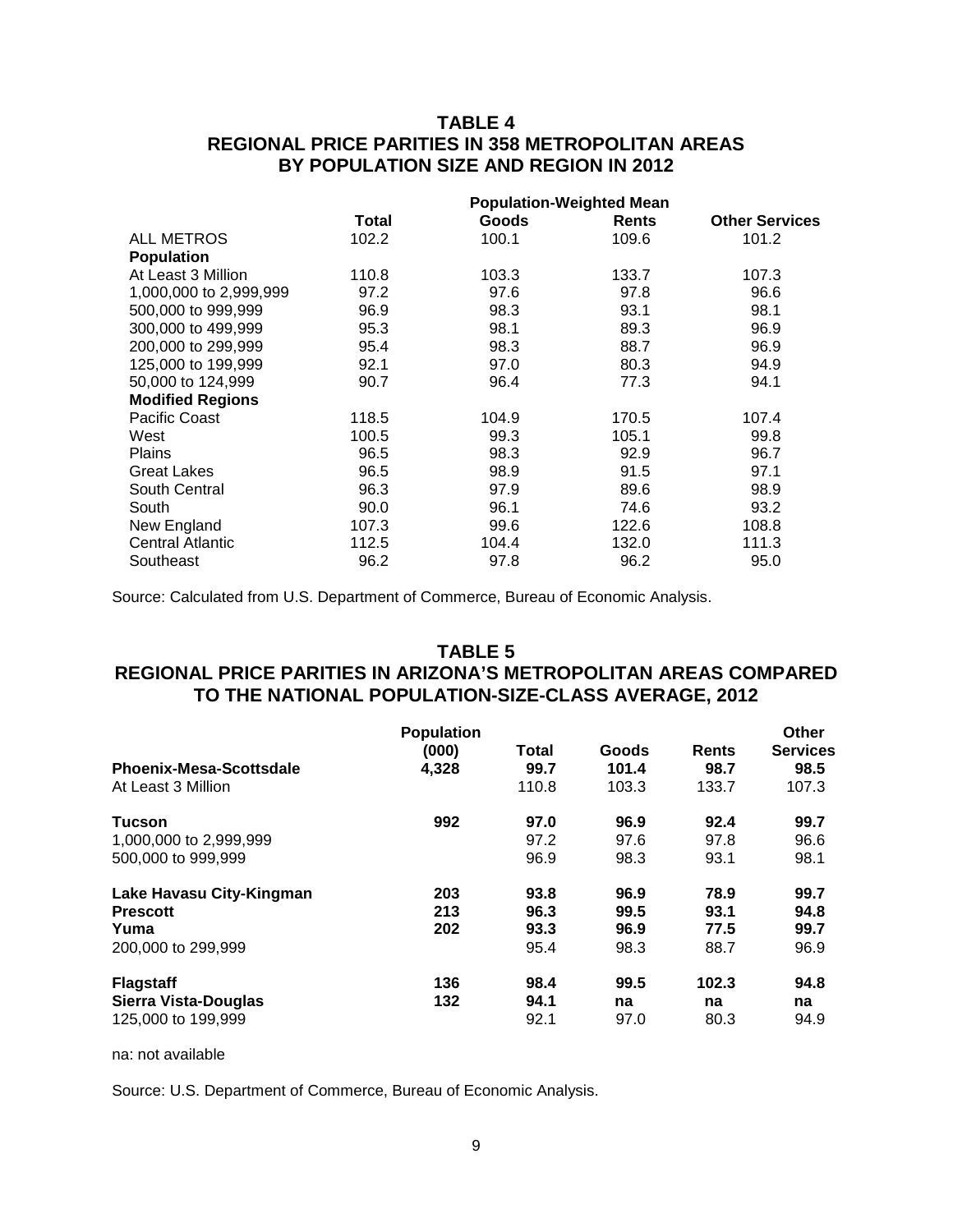## TABLE 4
## REGIONAL PRICE PARITIES IN 358 METROPOLITAN AREAS BY POPULATION SIZE AND REGION IN 2012

| | Population-Weighted Mean | | | |
|---|---|---|---|---|
| | **Total** | **Goods** | **Rents** | **Other Services** |
| ALL METROS | 102.2 | 100.1 | 109.6 | 101.2 |
| **Population** | | | | |
| At Least 3 Million | 110.8 | 103.3 | 133.7 | 107.3 |
| 1,000,000 to 2,999,999 | 97.2 | 97.6 | 97.8 | 96.6 |
| 500,000 to 999,999 | 96.9 | 98.3 | 93.1 | 98.1 |
| 300,000 to 499,999 | 95.3 | 98.1 | 89.3 | 96.9 |
| 200,000 to 299,999 | 95.4 | 98.3 | 88.7 | 96.9 |
| 125,000 to 199,999 | 92.1 | 97.0 | 80.3 | 94.9 |
| 50,000 to 124,999 | 90.7 | 96.4 | 77.3 | 94.1 |
| **Modified Regions** | | | | |
| Pacific Coast | 118.5 | 104.9 | 170.5 | 107.4 |
| West | 100.5 | 99.3 | 105.1 | 99.8 |
| Plains | 96.5 | 98.3 | 92.9 | 96.7 |
| Great Lakes | 96.5 | 98.9 | 91.5 | 97.1 |
| South Central | 96.3 | 97.9 | 89.6 | 98.9 |
| South | 90.0 | 96.1 | 74.6 | 93.2 |
| New England | 107.3 | 99.6 | 122.6 | 108.8 |
| Central Atlantic | 112.5 | 104.4 | 132.0 | 111.3 |
| Southeast | 96.2 | 97.8 | 96.2 | 95.0 |

Source: Calculated from U.S. Department of Commerce, Bureau of Economic Analysis.

## TABLE 5
## REGIONAL PRICE PARITIES IN ARIZONA'S METROPOLITAN AREAS COMPARED TO THE NATIONAL POPULATION-SIZE-CLASS AVERAGE, 2012

| | **Population (000)** | **Total** | **Goods** | **Rents** | **Other Services** |
|---|---|---|---|---|---|
| **Phoenix-Mesa-Scottsdale** | **4,328** | **99.7** | **101.4** | **98.7** | **98.5** |
| At Least 3 Million | | 110.8 | 103.3 | 133.7 | 107.3 |
| | | | | | |
| **Tucson** | **992** | **97.0** | **96.9** | **92.4** | **99.7** |
| 1,000,000 to 2,999,999 | | 97.2 | 97.6 | 97.8 | 96.6 |
| 500,000 to 999,999 | | 96.9 | 98.3 | 93.1 | 98.1 |
| | | | | | |
| **Lake Havasu City-Kingman** | **203** | **93.8** | **96.9** | **78.9** | **99.7** |
| **Prescott** | **213** | **96.3** | **99.5** | **93.1** | **94.8** |
| **Yuma** | **202** | **93.3** | **96.9** | **77.5** | **99.7** |
| 200,000 to 299,999 | | 95.4 | 98.3 | 88.7 | 96.9 |
| | | | | | |
| **Flagstaff** | **136** | **98.4** | **99.5** | **102.3** | **94.8** |
| **Sierra Vista-Douglas** | **132** | **94.1** | **na** | **na** | **na** |
| 125,000 to 199,999 | | 92.1 | 97.0 | 80.3 | 94.9 |

na: not available

Source: U.S. Department of Commerce, Bureau of Economic Analysis.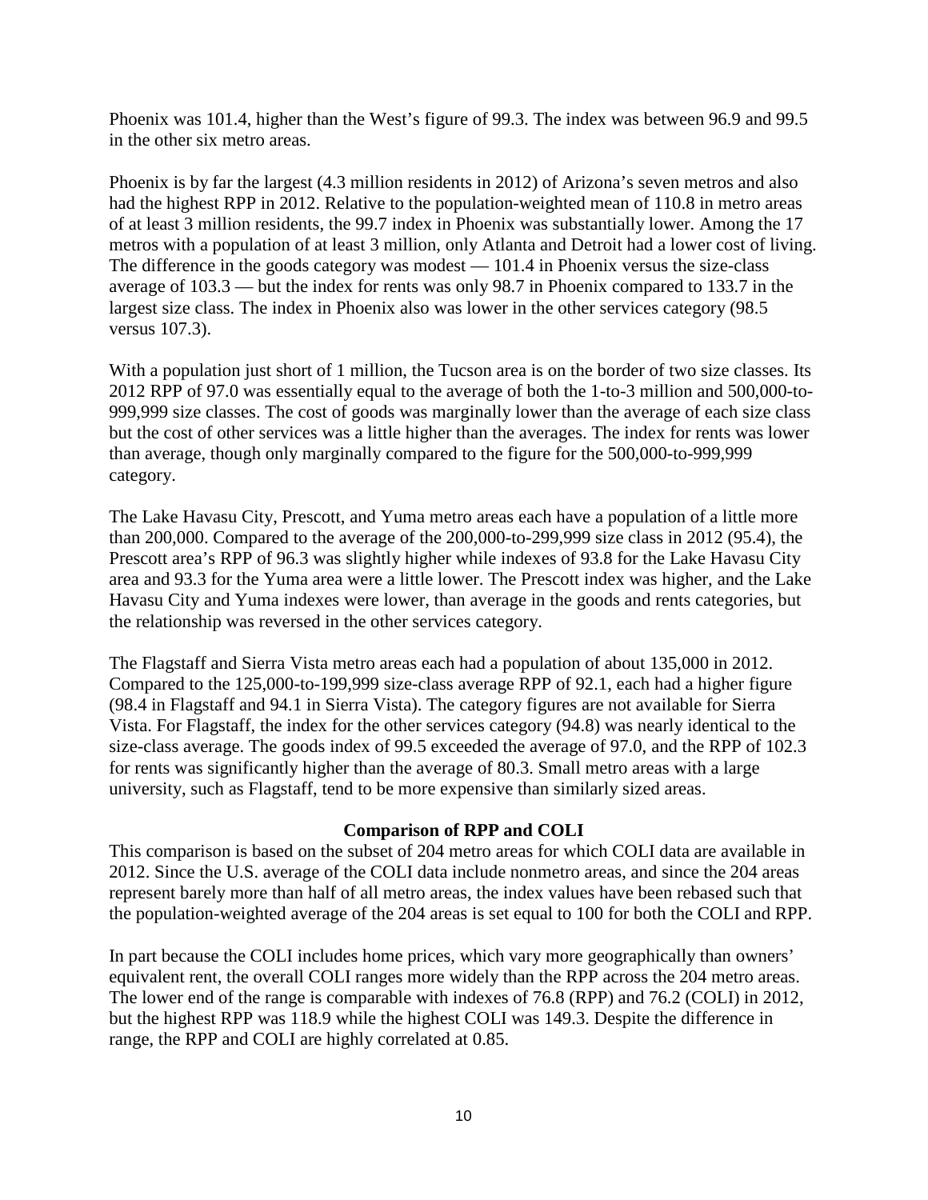Phoenix was 101.4, higher than the West's figure of 99.3. The index was between 96.9 and 99.5 in the other six metro areas.

Phoenix is by far the largest (4.3 million residents in 2012) of Arizona's seven metros and also had the highest RPP in 2012. Relative to the population-weighted mean of 110.8 in metro areas of at least 3 million residents, the 99.7 index in Phoenix was substantially lower. Among the 17 metros with a population of at least 3 million, only Atlanta and Detroit had a lower cost of living. The difference in the goods category was modest — 101.4 in Phoenix versus the size-class average of 103.3 — but the index for rents was only 98.7 in Phoenix compared to 133.7 in the largest size class. The index in Phoenix also was lower in the other services category (98.5 versus 107.3).

With a population just short of 1 million, the Tucson area is on the border of two size classes. Its 2012 RPP of 97.0 was essentially equal to the average of both the 1-to-3 million and 500,000-to-999,999 size classes. The cost of goods was marginally lower than the average of each size class but the cost of other services was a little higher than the averages. The index for rents was lower than average, though only marginally compared to the figure for the 500,000-to-999,999 category.

The Lake Havasu City, Prescott, and Yuma metro areas each have a population of a little more than 200,000. Compared to the average of the 200,000-to-299,999 size class in 2012 (95.4), the Prescott area's RPP of 96.3 was slightly higher while indexes of 93.8 for the Lake Havasu City area and 93.3 for the Yuma area were a little lower. The Prescott index was higher, and the Lake Havasu City and Yuma indexes were lower, than average in the goods and rents categories, but the relationship was reversed in the other services category.

The Flagstaff and Sierra Vista metro areas each had a population of about 135,000 in 2012. Compared to the 125,000-to-199,999 size-class average RPP of 92.1, each had a higher figure (98.4 in Flagstaff and 94.1 in Sierra Vista). The category figures are not available for Sierra Vista. For Flagstaff, the index for the other services category (94.8) was nearly identical to the size-class average. The goods index of 99.5 exceeded the average of 97.0, and the RPP of 102.3 for rents was significantly higher than the average of 80.3. Small metro areas with a large university, such as Flagstaff, tend to be more expensive than similarly sized areas.

## Comparison of RPP and COLI

This comparison is based on the subset of 204 metro areas for which COLI data are available in 2012. Since the U.S. average of the COLI data include nonmetro areas, and since the 204 areas represent barely more than half of all metro areas, the index values have been rebased such that the population-weighted average of the 204 areas is set equal to 100 for both the COLI and RPP.

In part because the COLI includes home prices, which vary more geographically than owners' equivalent rent, the overall COLI ranges more widely than the RPP across the 204 metro areas. The lower end of the range is comparable with indexes of 76.8 (RPP) and 76.2 (COLI) in 2012, but the highest RPP was 118.9 while the highest COLI was 149.3. Despite the difference in range, the RPP and COLI are highly correlated at 0.85.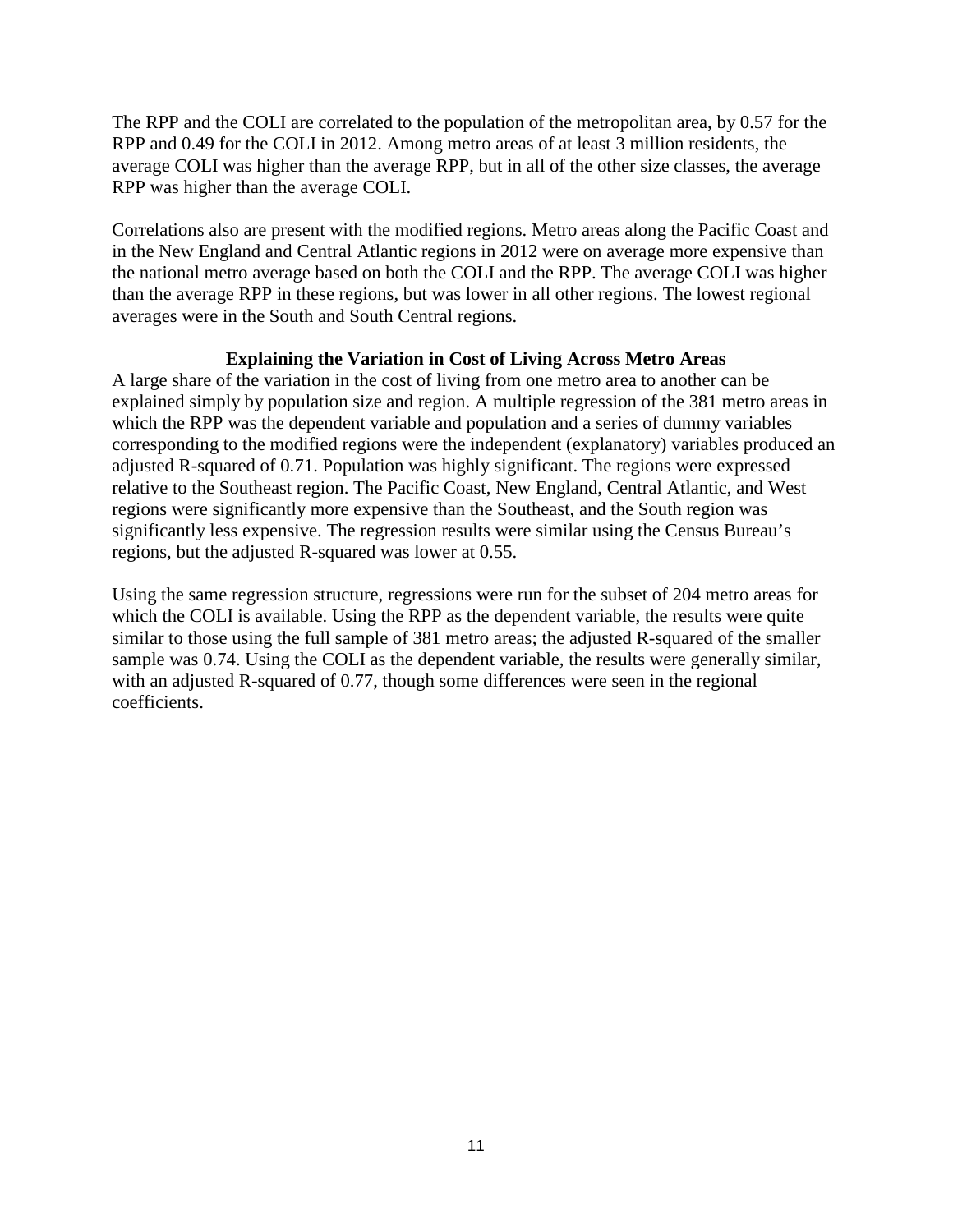The RPP and the COLI are correlated to the population of the metropolitan area, by 0.57 for the RPP and 0.49 for the COLI in 2012. Among metro areas of at least 3 million residents, the average COLI was higher than the average RPP, but in all of the other size classes, the average RPP was higher than the average COLI.

Correlations also are present with the modified regions. Metro areas along the Pacific Coast and in the New England and Central Atlantic regions in 2012 were on average more expensive than the national metro average based on both the COLI and the RPP. The average COLI was higher than the average RPP in these regions, but was lower in all other regions. The lowest regional averages were in the South and South Central regions.

## Explaining the Variation in Cost of Living Across Metro Areas

A large share of the variation in the cost of living from one metro area to another can be explained simply by population size and region. A multiple regression of the 381 metro areas in which the RPP was the dependent variable and population and a series of dummy variables corresponding to the modified regions were the independent (explanatory) variables produced an adjusted R-squared of 0.71. Population was highly significant. The regions were expressed relative to the Southeast region. The Pacific Coast, New England, Central Atlantic, and West regions were significantly more expensive than the Southeast, and the South region was significantly less expensive. The regression results were similar using the Census Bureau's regions, but the adjusted R-squared was lower at 0.55.

Using the same regression structure, regressions were run for the subset of 204 metro areas for which the COLI is available. Using the RPP as the dependent variable, the results were quite similar to those using the full sample of 381 metro areas; the adjusted R-squared of the smaller sample was 0.74. Using the COLI as the dependent variable, the results were generally similar, with an adjusted R-squared of 0.77, though some differences were seen in the regional coefficients.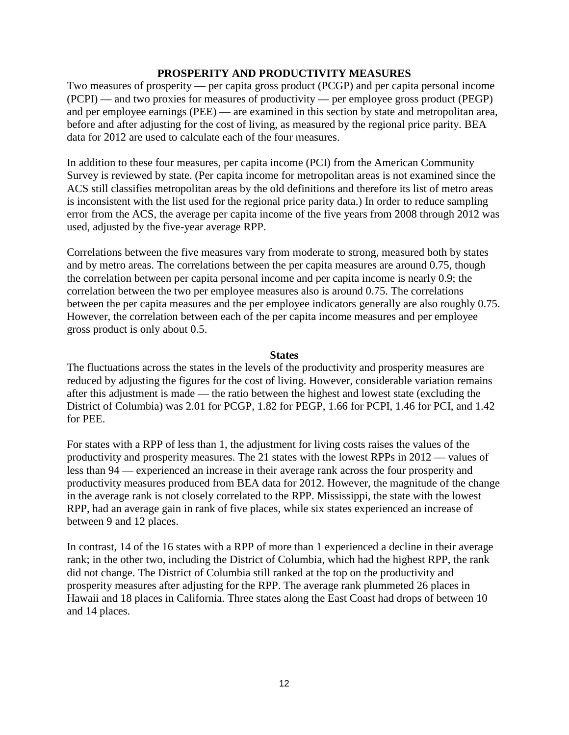## PROSPERITY AND PRODUCTIVITY MEASURES

Two measures of prosperity — per capita gross product (PCGP) and per capita personal income (PCPI) — and two proxies for measures of productivity — per employee gross product (PEGP) and per employee earnings (PEE) — are examined in this section by state and metropolitan area, before and after adjusting for the cost of living, as measured by the regional price parity. BEA data for 2012 are used to calculate each of the four measures.

In addition to these four measures, per capita income (PCI) from the American Community Survey is reviewed by state. (Per capita income for metropolitan areas is not examined since the ACS still classifies metropolitan areas by the old definitions and therefore its list of metro areas is inconsistent with the list used for the regional price parity data.) In order to reduce sampling error from the ACS, the average per capita income of the five years from 2008 through 2012 was used, adjusted by the five-year average RPP.

Correlations between the five measures vary from moderate to strong, measured both by states and by metro areas. The correlations between the per capita measures are around 0.75, though the correlation between per capita personal income and per capita income is nearly 0.9; the correlation between the two per employee measures also is around 0.75. The correlations between the per capita measures and the per employee indicators generally are also roughly 0.75. However, the correlation between each of the per capita income measures and per employee gross product is only about 0.5.

### States

The fluctuations across the states in the levels of the productivity and prosperity measures are reduced by adjusting the figures for the cost of living. However, considerable variation remains after this adjustment is made — the ratio between the highest and lowest state (excluding the District of Columbia) was 2.01 for PCGP, 1.82 for PEGP, 1.66 for PCPI, 1.46 for PCI, and 1.42 for PEE.

For states with a RPP of less than 1, the adjustment for living costs raises the values of the productivity and prosperity measures. The 21 states with the lowest RPPs in 2012 — values of less than 94 — experienced an increase in their average rank across the four prosperity and productivity measures produced from BEA data for 2012. However, the magnitude of the change in the average rank is not closely correlated to the RPP. Mississippi, the state with the lowest RPP, had an average gain in rank of five places, while six states experienced an increase of between 9 and 12 places.

In contrast, 14 of the 16 states with a RPP of more than 1 experienced a decline in their average rank; in the other two, including the District of Columbia, which had the highest RPP, the rank did not change. The District of Columbia still ranked at the top on the productivity and prosperity measures after adjusting for the RPP. The average rank plummeted 26 places in Hawaii and 18 places in California. Three states along the East Coast had drops of between 10 and 14 places.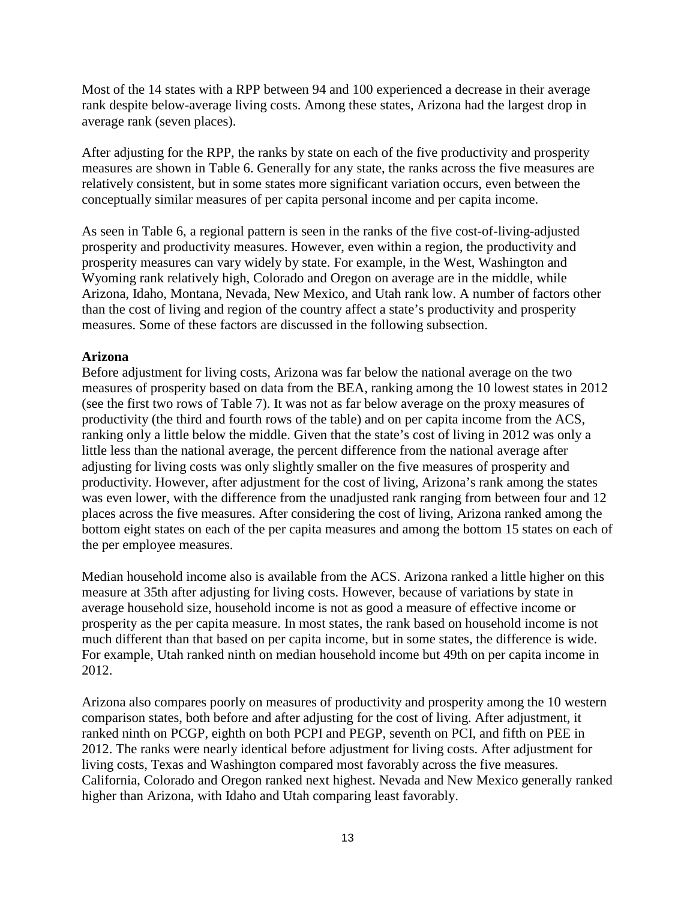Most of the 14 states with a RPP between 94 and 100 experienced a decrease in their average rank despite below-average living costs. Among these states, Arizona had the largest drop in average rank (seven places).

After adjusting for the RPP, the ranks by state on each of the five productivity and prosperity measures are shown in Table 6. Generally for any state, the ranks across the five measures are relatively consistent, but in some states more significant variation occurs, even between the conceptually similar measures of per capita personal income and per capita income.

As seen in Table 6, a regional pattern is seen in the ranks of the five cost-of-living-adjusted prosperity and productivity measures. However, even within a region, the productivity and prosperity measures can vary widely by state. For example, in the West, Washington and Wyoming rank relatively high, Colorado and Oregon on average are in the middle, while Arizona, Idaho, Montana, Nevada, New Mexico, and Utah rank low. A number of factors other than the cost of living and region of the country affect a state's productivity and prosperity measures. Some of these factors are discussed in the following subsection.

**Arizona**

Before adjustment for living costs, Arizona was far below the national average on the two measures of prosperity based on data from the BEA, ranking among the 10 lowest states in 2012 (see the first two rows of Table 7). It was not as far below average on the proxy measures of productivity (the third and fourth rows of the table) and on per capita income from the ACS, ranking only a little below the middle. Given that the state's cost of living in 2012 was only a little less than the national average, the percent difference from the national average after adjusting for living costs was only slightly smaller on the five measures of prosperity and productivity. However, after adjustment for the cost of living, Arizona's rank among the states was even lower, with the difference from the unadjusted rank ranging from between four and 12 places across the five measures. After considering the cost of living, Arizona ranked among the bottom eight states on each of the per capita measures and among the bottom 15 states on each of the per employee measures.

Median household income also is available from the ACS. Arizona ranked a little higher on this measure at 35th after adjusting for living costs. However, because of variations by state in average household size, household income is not as good a measure of effective income or prosperity as the per capita measure. In most states, the rank based on household income is not much different than that based on per capita income, but in some states, the difference is wide. For example, Utah ranked ninth on median household income but 49th on per capita income in 2012.

Arizona also compares poorly on measures of productivity and prosperity among the 10 western comparison states, both before and after adjusting for the cost of living. After adjustment, it ranked ninth on PCGP, eighth on both PCPI and PEGP, seventh on PCI, and fifth on PEE in 2012. The ranks were nearly identical before adjustment for living costs. After adjustment for living costs, Texas and Washington compared most favorably across the five measures. California, Colorado and Oregon ranked next highest. Nevada and New Mexico generally ranked higher than Arizona, with Idaho and Utah comparing least favorably.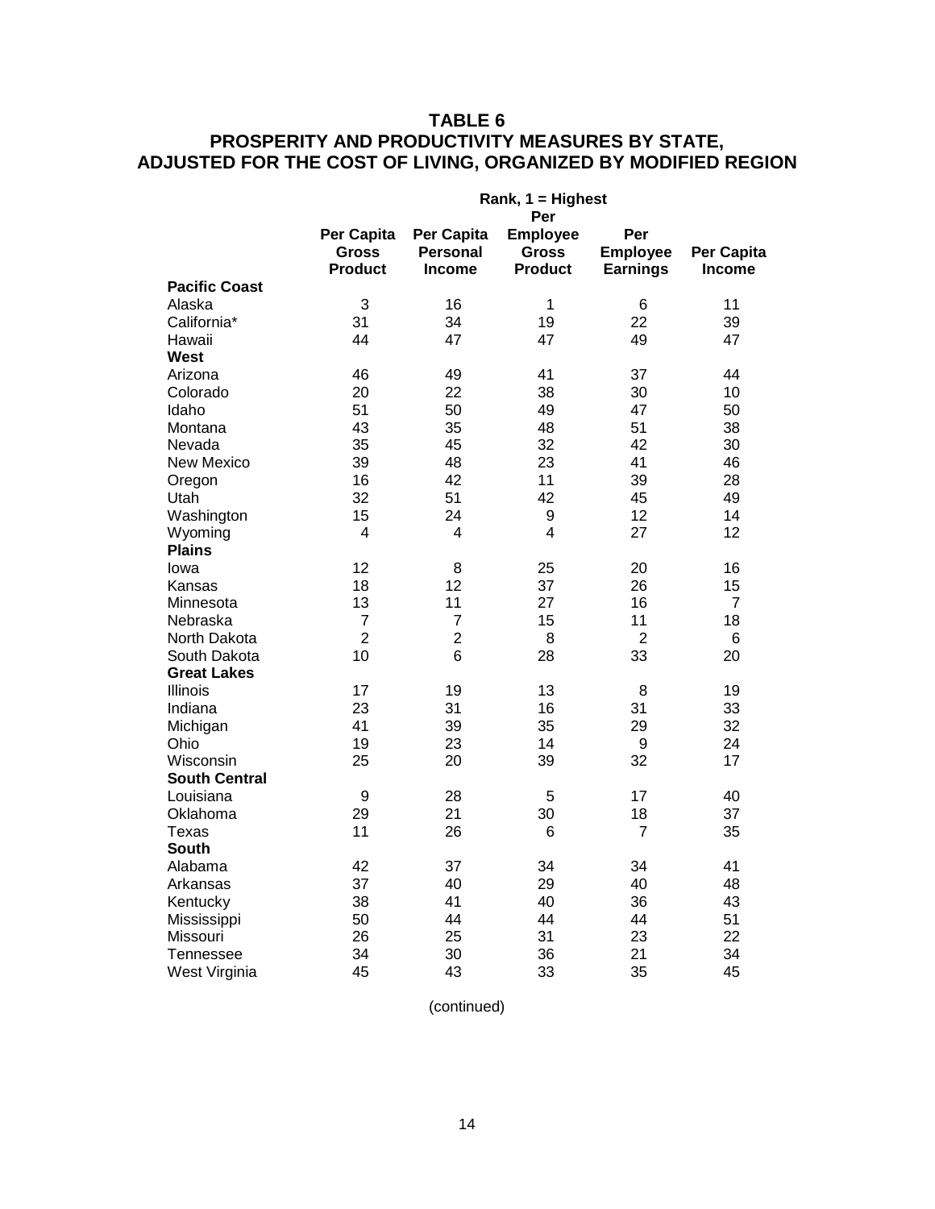# TABLE 6
## PROSPERITY AND PRODUCTIVITY MEASURES BY STATE, ADJUSTED FOR THE COST OF LIVING, ORGANIZED BY MODIFIED REGION

| | Rank, 1 = Highest | | | | |
|---|---|---|---|---|---|
| | Per Capita Gross Product | Per Capita Personal Income | Per Employee Gross Product | Per Employee Earnings | Per Capita Income |
| **Pacific Coast** | | | | | |
| Alaska | 3 | 16 | 1 | 6 | 11 |
| California* | 31 | 34 | 19 | 22 | 39 |
| Hawaii | 44 | 47 | 47 | 49 | 47 |
| **West** | | | | | |
| Arizona | 46 | 49 | 41 | 37 | 44 |
| Colorado | 20 | 22 | 38 | 30 | 10 |
| Idaho | 51 | 50 | 49 | 47 | 50 |
| Montana | 43 | 35 | 48 | 51 | 38 |
| Nevada | 35 | 45 | 32 | 42 | 30 |
| New Mexico | 39 | 48 | 23 | 41 | 46 |
| Oregon | 16 | 42 | 11 | 39 | 28 |
| Utah | 32 | 51 | 42 | 45 | 49 |
| Washington | 15 | 24 | 9 | 12 | 14 |
| Wyoming | 4 | 4 | 4 | 27 | 12 |
| **Plains** | | | | | |
| Iowa | 12 | 8 | 25 | 20 | 16 |
| Kansas | 18 | 12 | 37 | 26 | 15 |
| Minnesota | 13 | 11 | 27 | 16 | 7 |
| Nebraska | 7 | 7 | 15 | 11 | 18 |
| North Dakota | 2 | 2 | 8 | 2 | 6 |
| South Dakota | 10 | 6 | 28 | 33 | 20 |
| **Great Lakes** | | | | | |
| Illinois | 17 | 19 | 13 | 8 | 19 |
| Indiana | 23 | 31 | 16 | 31 | 33 |
| Michigan | 41 | 39 | 35 | 29 | 32 |
| Ohio | 19 | 23 | 14 | 9 | 24 |
| Wisconsin | 25 | 20 | 39 | 32 | 17 |
| **South Central** | | | | | |
| Louisiana | 9 | 28 | 5 | 17 | 40 |
| Oklahoma | 29 | 21 | 30 | 18 | 37 |
| Texas | 11 | 26 | 6 | 7 | 35 |
| **South** | | | | | |
| Alabama | 42 | 37 | 34 | 34 | 41 |
| Arkansas | 37 | 40 | 29 | 40 | 48 |
| Kentucky | 38 | 41 | 40 | 36 | 43 |
| Mississippi | 50 | 44 | 44 | 44 | 51 |
| Missouri | 26 | 25 | 31 | 23 | 22 |
| Tennessee | 34 | 30 | 36 | 21 | 34 |
| West Virginia | 45 | 43 | 33 | 35 | 45 |

(continued)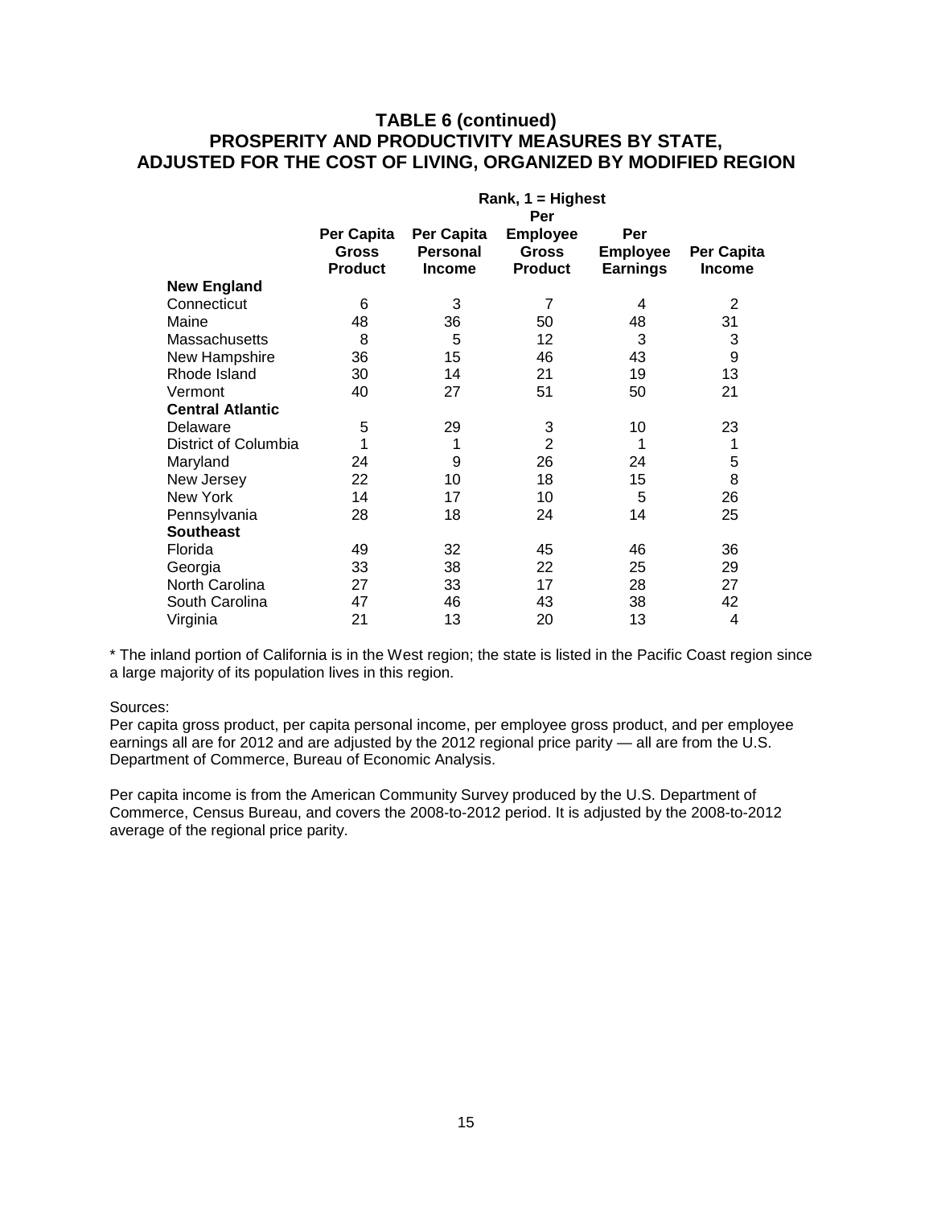## TABLE 6 (continued)
## PROSPERITY AND PRODUCTIVITY MEASURES BY STATE, ADJUSTED FOR THE COST OF LIVING, ORGANIZED BY MODIFIED REGION

| | Rank, 1 = Highest | | | | |
|---|---|---|---|---|---|
| | Per Capita Gross Product | Per Capita Personal Income | Per Employee Gross Product | Per Employee Earnings | Per Capita Income |
| **New England** | | | | | |
| Connecticut | 6 | 3 | 7 | 4 | 2 |
| Maine | 48 | 36 | 50 | 48 | 31 |
| Massachusetts | 8 | 5 | 12 | 3 | 3 |
| New Hampshire | 36 | 15 | 46 | 43 | 9 |
| Rhode Island | 30 | 14 | 21 | 19 | 13 |
| Vermont | 40 | 27 | 51 | 50 | 21 |
| **Central Atlantic** | | | | | |
| Delaware | 5 | 29 | 3 | 10 | 23 |
| District of Columbia | 1 | 1 | 2 | 1 | 1 |
| Maryland | 24 | 9 | 26 | 24 | 5 |
| New Jersey | 22 | 10 | 18 | 15 | 8 |
| New York | 14 | 17 | 10 | 5 | 26 |
| Pennsylvania | 28 | 18 | 24 | 14 | 25 |
| **Southeast** | | | | | |
| Florida | 49 | 32 | 45 | 46 | 36 |
| Georgia | 33 | 38 | 22 | 25 | 29 |
| North Carolina | 27 | 33 | 17 | 28 | 27 |
| South Carolina | 47 | 46 | 43 | 38 | 42 |
| Virginia | 21 | 13 | 20 | 13 | 4 |

* The inland portion of California is in the West region; the state is listed in the Pacific Coast region since a large majority of its population lives in this region.

Sources:
Per capita gross product, per capita personal income, per employee gross product, and per employee earnings all are for 2012 and are adjusted by the 2012 regional price parity — all are from the U.S. Department of Commerce, Bureau of Economic Analysis.

Per capita income is from the American Community Survey produced by the U.S. Department of Commerce, Census Bureau, and covers the 2008-to-2012 period. It is adjusted by the 2008-to-2012 average of the regional price parity.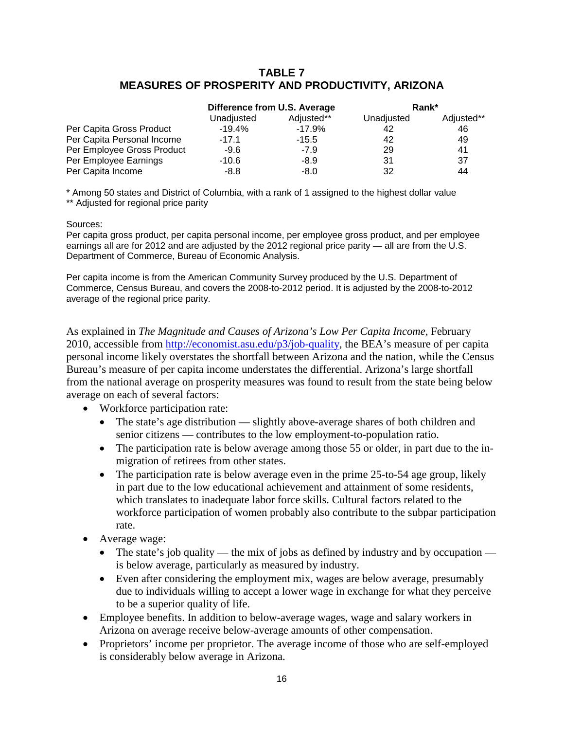## TABLE 7
## MEASURES OF PROSPERITY AND PRODUCTIVITY, ARIZONA

| | Difference from U.S. Average | | Rank* | |
|---|---|---|---|---|
| | Unadjusted | Adjusted** | Unadjusted | Adjusted** |
| Per Capita Gross Product | -19.4% | -17.9% | 42 | 46 |
| Per Capita Personal Income | -17.1 | -15.5 | 42 | 49 |
| Per Employee Gross Product | -9.6 | -7.9 | 29 | 41 |
| Per Employee Earnings | -10.6 | -8.9 | 31 | 37 |
| Per Capita Income | -8.8 | -8.0 | 32 | 44 |

* Among 50 states and District of Columbia, with a rank of 1 assigned to the highest dollar value
** Adjusted for regional price parity

Sources:
Per capita gross product, per capita personal income, per employee gross product, and per employee earnings all are for 2012 and are adjusted by the 2012 regional price parity — all are from the U.S. Department of Commerce, Bureau of Economic Analysis.

Per capita income is from the American Community Survey produced by the U.S. Department of Commerce, Census Bureau, and covers the 2008-to-2012 period. It is adjusted by the 2008-to-2012 average of the regional price parity.

As explained in *The Magnitude and Causes of Arizona's Low Per Capita Income*, February 2010, accessible from http://economist.asu.edu/p3/job-quality, the BEA's measure of per capita personal income likely overstates the shortfall between Arizona and the nation, while the Census Bureau's measure of per capita income understates the differential. Arizona's large shortfall from the national average on prosperity measures was found to result from the state being below average on each of several factors:

- Workforce participation rate:
  - The state's age distribution — slightly above-average shares of both children and senior citizens — contributes to the low employment-to-population ratio.
  - The participation rate is below average among those 55 or older, in part due to the in-migration of retirees from other states.
  - The participation rate is below average even in the prime 25-to-54 age group, likely in part due to the low educational achievement and attainment of some residents, which translates to inadequate labor force skills. Cultural factors related to the workforce participation of women probably also contribute to the subpar participation rate.
- Average wage:
  - The state's job quality — the mix of jobs as defined by industry and by occupation — is below average, particularly as measured by industry.
  - Even after considering the employment mix, wages are below average, presumably due to individuals willing to accept a lower wage in exchange for what they perceive to be a superior quality of life.
- Employee benefits. In addition to below-average wages, wage and salary workers in Arizona on average receive below-average amounts of other compensation.
- Proprietors' income per proprietor. The average income of those who are self-employed is considerably below average in Arizona.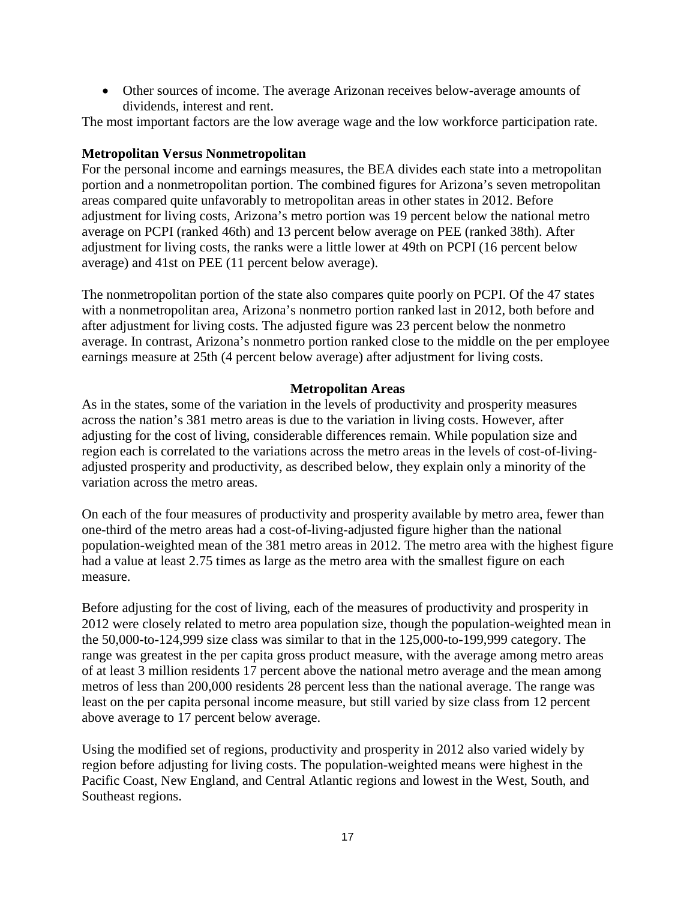- Other sources of income. The average Arizonan receives below-average amounts of dividends, interest and rent.

The most important factors are the low average wage and the low workforce participation rate.

**Metropolitan Versus Nonmetropolitan**

For the personal income and earnings measures, the BEA divides each state into a metropolitan portion and a nonmetropolitan portion. The combined figures for Arizona's seven metropolitan areas compared quite unfavorably to metropolitan areas in other states in 2012. Before adjustment for living costs, Arizona's metro portion was 19 percent below the national metro average on PCPI (ranked 46th) and 13 percent below average on PEE (ranked 38th). After adjustment for living costs, the ranks were a little lower at 49th on PCPI (16 percent below average) and 41st on PEE (11 percent below average).

The nonmetropolitan portion of the state also compares quite poorly on PCPI. Of the 47 states with a nonmetropolitan area, Arizona's nonmetro portion ranked last in 2012, both before and after adjustment for living costs. The adjusted figure was 23 percent below the nonmetro average. In contrast, Arizona's nonmetro portion ranked close to the middle on the per employee earnings measure at 25th (4 percent below average) after adjustment for living costs.

## Metropolitan Areas

As in the states, some of the variation in the levels of productivity and prosperity measures across the nation's 381 metro areas is due to the variation in living costs. However, after adjusting for the cost of living, considerable differences remain. While population size and region each is correlated to the variations across the metro areas in the levels of cost-of-living-adjusted prosperity and productivity, as described below, they explain only a minority of the variation across the metro areas.

On each of the four measures of productivity and prosperity available by metro area, fewer than one-third of the metro areas had a cost-of-living-adjusted figure higher than the national population-weighted mean of the 381 metro areas in 2012. The metro area with the highest figure had a value at least 2.75 times as large as the metro area with the smallest figure on each measure.

Before adjusting for the cost of living, each of the measures of productivity and prosperity in 2012 were closely related to metro area population size, though the population-weighted mean in the 50,000-to-124,999 size class was similar to that in the 125,000-to-199,999 category. The range was greatest in the per capita gross product measure, with the average among metro areas of at least 3 million residents 17 percent above the national metro average and the mean among metros of less than 200,000 residents 28 percent less than the national average. The range was least on the per capita personal income measure, but still varied by size class from 12 percent above average to 17 percent below average.

Using the modified set of regions, productivity and prosperity in 2012 also varied widely by region before adjusting for living costs. The population-weighted means were highest in the Pacific Coast, New England, and Central Atlantic regions and lowest in the West, South, and Southeast regions.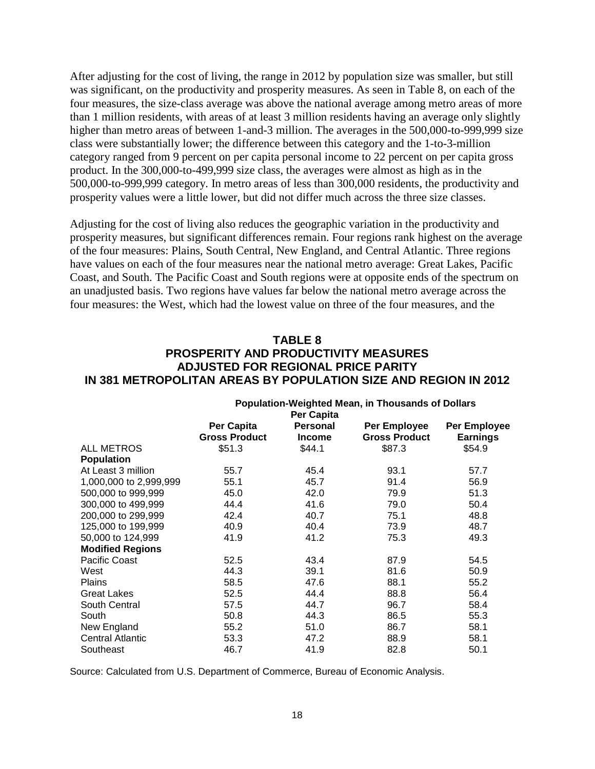After adjusting for the cost of living, the range in 2012 by population size was smaller, but still was significant, on the productivity and prosperity measures. As seen in Table 8, on each of the four measures, the size-class average was above the national average among metro areas of more than 1 million residents, with areas of at least 3 million residents having an average only slightly higher than metro areas of between 1-and-3 million. The averages in the 500,000-to-999,999 size class were substantially lower; the difference between this category and the 1-to-3-million category ranged from 9 percent on per capita personal income to 22 percent on per capita gross product. In the 300,000-to-499,999 size class, the averages were almost as high as in the 500,000-to-999,999 category. In metro areas of less than 300,000 residents, the productivity and prosperity values were a little lower, but did not differ much across the three size classes.

Adjusting for the cost of living also reduces the geographic variation in the productivity and prosperity measures, but significant differences remain. Four regions rank highest on the average of the four measures: Plains, South Central, New England, and Central Atlantic. Three regions have values on each of the four measures near the national metro average: Great Lakes, Pacific Coast, and South. The Pacific Coast and South regions were at opposite ends of the spectrum on an unadjusted basis. Two regions have values far below the national metro average across the four measures: the West, which had the lowest value on three of the four measures, and the

**TABLE 8**
**PROSPERITY AND PRODUCTIVITY MEASURES**
**ADJUSTED FOR REGIONAL PRICE PARITY**
**IN 381 METROPOLITAN AREAS BY POPULATION SIZE AND REGION IN 2012**

| | Population-Weighted Mean, in Thousands of Dollars | | | |
|---|---|---|---|---|
| | **Per Capita Gross Product** | **Per Capita Personal Income** | **Per Employee Gross Product** | **Per Employee Earnings** |
| ALL METROS | $51.3 | $44.1 | $87.3 | $54.9 |
| **Population** | | | | |
| At Least 3 million | 55.7 | 45.4 | 93.1 | 57.7 |
| 1,000,000 to 2,999,999 | 55.1 | 45.7 | 91.4 | 56.9 |
| 500,000 to 999,999 | 45.0 | 42.0 | 79.9 | 51.3 |
| 300,000 to 499,999 | 44.4 | 41.6 | 79.0 | 50.4 |
| 200,000 to 299,999 | 42.4 | 40.7 | 75.1 | 48.8 |
| 125,000 to 199,999 | 40.9 | 40.4 | 73.9 | 48.7 |
| 50,000 to 124,999 | 41.9 | 41.2 | 75.3 | 49.3 |
| **Modified Regions** | | | | |
| Pacific Coast | 52.5 | 43.4 | 87.9 | 54.5 |
| West | 44.3 | 39.1 | 81.6 | 50.9 |
| Plains | 58.5 | 47.6 | 88.1 | 55.2 |
| Great Lakes | 52.5 | 44.4 | 88.8 | 56.4 |
| South Central | 57.5 | 44.7 | 96.7 | 58.4 |
| South | 50.8 | 44.3 | 86.5 | 55.3 |
| New England | 55.2 | 51.0 | 86.7 | 58.1 |
| Central Atlantic | 53.3 | 47.2 | 88.9 | 58.1 |
| Southeast | 46.7 | 41.9 | 82.8 | 50.1 |

Source: Calculated from U.S. Department of Commerce, Bureau of Economic Analysis.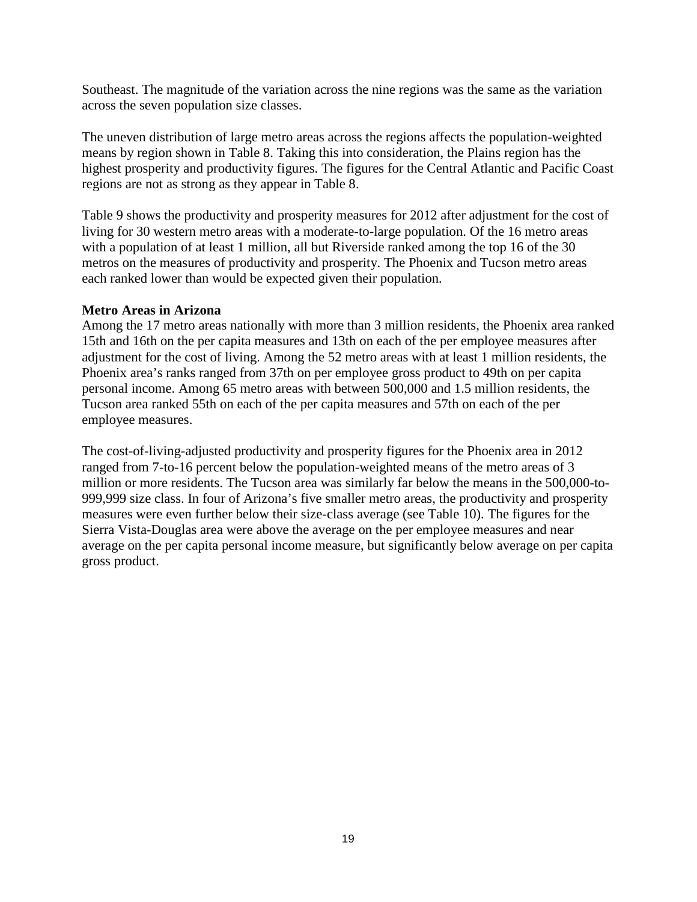Southeast. The magnitude of the variation across the nine regions was the same as the variation across the seven population size classes.

The uneven distribution of large metro areas across the regions affects the population-weighted means by region shown in Table 8. Taking this into consideration, the Plains region has the highest prosperity and productivity figures. The figures for the Central Atlantic and Pacific Coast regions are not as strong as they appear in Table 8.

Table 9 shows the productivity and prosperity measures for 2012 after adjustment for the cost of living for 30 western metro areas with a moderate-to-large population. Of the 16 metro areas with a population of at least 1 million, all but Riverside ranked among the top 16 of the 30 metros on the measures of productivity and prosperity. The Phoenix and Tucson metro areas each ranked lower than would be expected given their population.

**Metro Areas in Arizona**

Among the 17 metro areas nationally with more than 3 million residents, the Phoenix area ranked 15th and 16th on the per capita measures and 13th on each of the per employee measures after adjustment for the cost of living. Among the 52 metro areas with at least 1 million residents, the Phoenix area's ranks ranged from 37th on per employee gross product to 49th on per capita personal income. Among 65 metro areas with between 500,000 and 1.5 million residents, the Tucson area ranked 55th on each of the per capita measures and 57th on each of the per employee measures.

The cost-of-living-adjusted productivity and prosperity figures for the Phoenix area in 2012 ranged from 7-to-16 percent below the population-weighted means of the metro areas of 3 million or more residents. The Tucson area was similarly far below the means in the 500,000-to-999,999 size class. In four of Arizona's five smaller metro areas, the productivity and prosperity measures were even further below their size-class average (see Table 10). The figures for the Sierra Vista-Douglas area were above the average on the per employee measures and near average on the per capita personal income measure, but significantly below average on per capita gross product.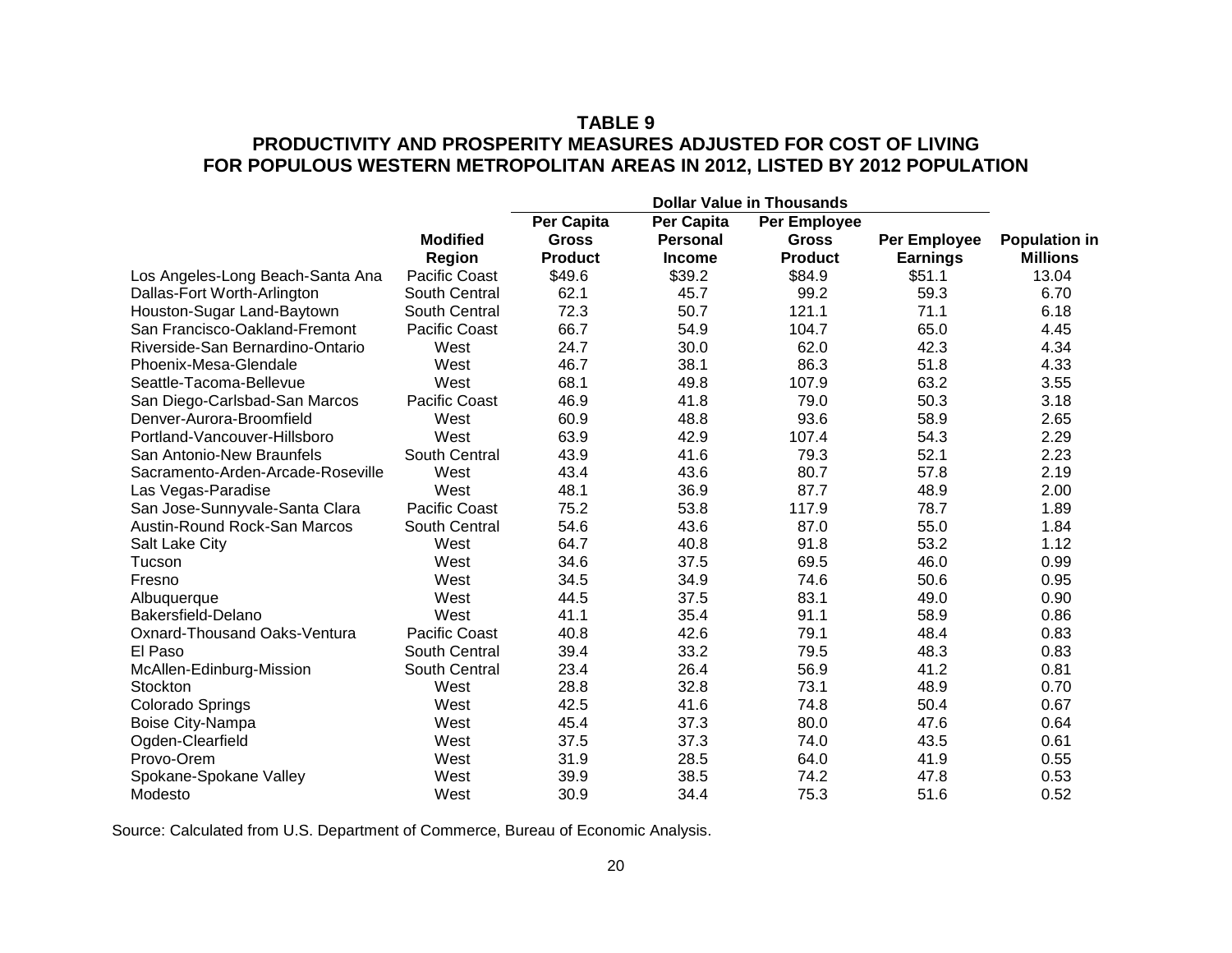**TABLE 9**

**PRODUCTIVITY AND PROSPERITY MEASURES ADJUSTED FOR COST OF LIVING FOR POPULOUS WESTERN METROPOLITAN AREAS IN 2012, LISTED BY 2012 POPULATION**

| | | Dollar Value in Thousands | | | | |
|---|---|---|---|---|---|---|
| | **Modified Region** | **Per Capita Gross Product** | **Per Capita Personal Income** | **Per Employee Gross Product** | **Per Employee Earnings** | **Population in Millions** |
| Los Angeles-Long Beach-Santa Ana | Pacific Coast | $49.6 | $39.2 | $84.9 | $51.1 | 13.04 |
| Dallas-Fort Worth-Arlington | South Central | 62.1 | 45.7 | 99.2 | 59.3 | 6.70 |
| Houston-Sugar Land-Baytown | South Central | 72.3 | 50.7 | 121.1 | 71.1 | 6.18 |
| San Francisco-Oakland-Fremont | Pacific Coast | 66.7 | 54.9 | 104.7 | 65.0 | 4.45 |
| Riverside-San Bernardino-Ontario | West | 24.7 | 30.0 | 62.0 | 42.3 | 4.34 |
| Phoenix-Mesa-Glendale | West | 46.7 | 38.1 | 86.3 | 51.8 | 4.33 |
| Seattle-Tacoma-Bellevue | West | 68.1 | 49.8 | 107.9 | 63.2 | 3.55 |
| San Diego-Carlsbad-San Marcos | Pacific Coast | 46.9 | 41.8 | 79.0 | 50.3 | 3.18 |
| Denver-Aurora-Broomfield | West | 60.9 | 48.8 | 93.6 | 58.9 | 2.65 |
| Portland-Vancouver-Hillsboro | West | 63.9 | 42.9 | 107.4 | 54.3 | 2.29 |
| San Antonio-New Braunfels | South Central | 43.9 | 41.6 | 79.3 | 52.1 | 2.23 |
| Sacramento-Arden-Arcade-Roseville | West | 43.4 | 43.6 | 80.7 | 57.8 | 2.19 |
| Las Vegas-Paradise | West | 48.1 | 36.9 | 87.7 | 48.9 | 2.00 |
| San Jose-Sunnyvale-Santa Clara | Pacific Coast | 75.2 | 53.8 | 117.9 | 78.7 | 1.89 |
| Austin-Round Rock-San Marcos | South Central | 54.6 | 43.6 | 87.0 | 55.0 | 1.84 |
| Salt Lake City | West | 64.7 | 40.8 | 91.8 | 53.2 | 1.12 |
| Tucson | West | 34.6 | 37.5 | 69.5 | 46.0 | 0.99 |
| Fresno | West | 34.5 | 34.9 | 74.6 | 50.6 | 0.95 |
| Albuquerque | West | 44.5 | 37.5 | 83.1 | 49.0 | 0.90 |
| Bakersfield-Delano | West | 41.1 | 35.4 | 91.1 | 58.9 | 0.86 |
| Oxnard-Thousand Oaks-Ventura | Pacific Coast | 40.8 | 42.6 | 79.1 | 48.4 | 0.83 |
| El Paso | South Central | 39.4 | 33.2 | 79.5 | 48.3 | 0.83 |
| McAllen-Edinburg-Mission | South Central | 23.4 | 26.4 | 56.9 | 41.2 | 0.81 |
| Stockton | West | 28.8 | 32.8 | 73.1 | 48.9 | 0.70 |
| Colorado Springs | West | 42.5 | 41.6 | 74.8 | 50.4 | 0.67 |
| Boise City-Nampa | West | 45.4 | 37.3 | 80.0 | 47.6 | 0.64 |
| Ogden-Clearfield | West | 37.5 | 37.3 | 74.0 | 43.5 | 0.61 |
| Provo-Orem | West | 31.9 | 28.5 | 64.0 | 41.9 | 0.55 |
| Spokane-Spokane Valley | West | 39.9 | 38.5 | 74.2 | 47.8 | 0.53 |
| Modesto | West | 30.9 | 34.4 | 75.3 | 51.6 | 0.52 |

Source: Calculated from U.S. Department of Commerce, Bureau of Economic Analysis.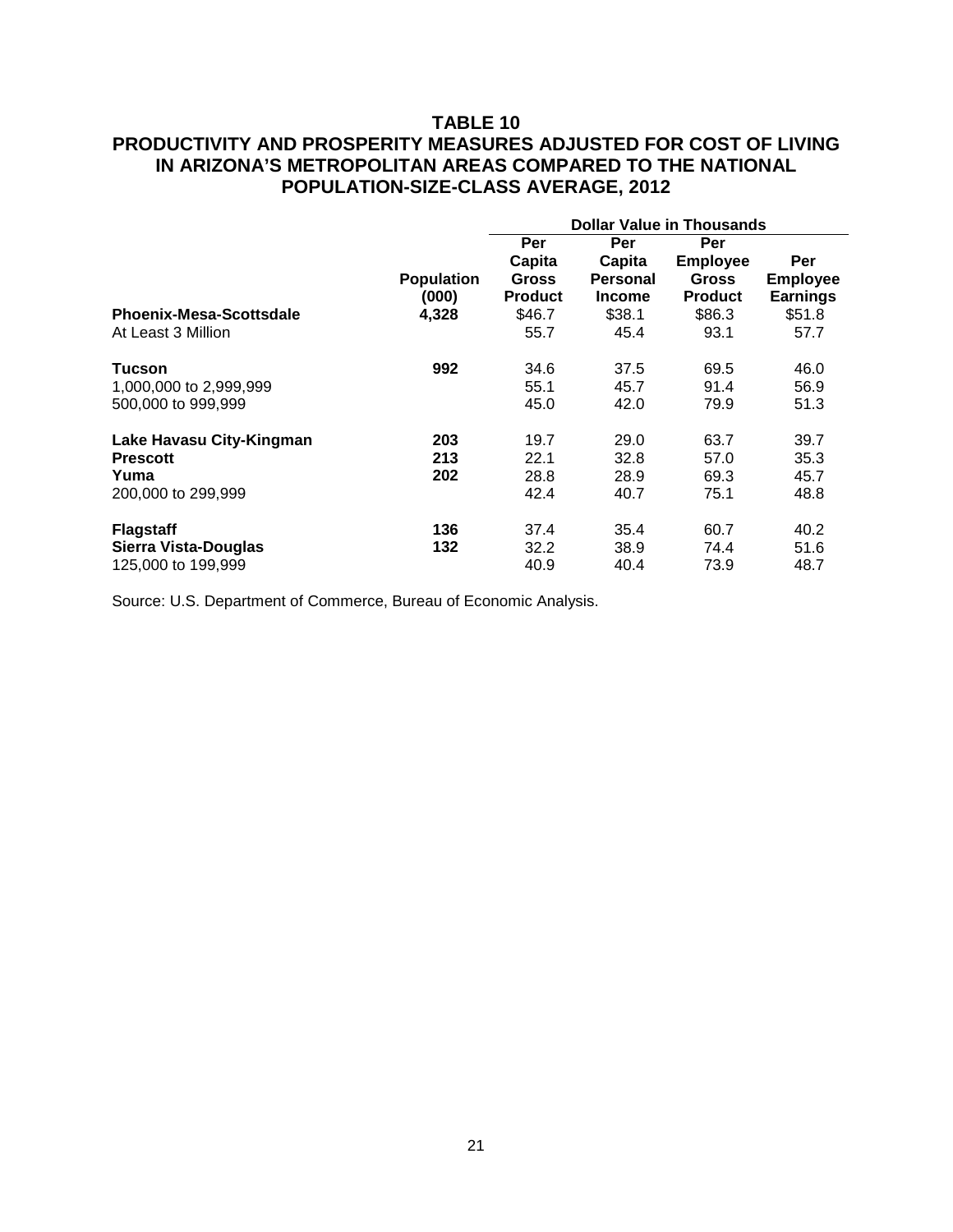## TABLE 10
## PRODUCTIVITY AND PROSPERITY MEASURES ADJUSTED FOR COST OF LIVING IN ARIZONA'S METROPOLITAN AREAS COMPARED TO THE NATIONAL POPULATION-SIZE-CLASS AVERAGE, 2012

| | | Dollar Value in Thousands | | | |
|---|---|---|---|---|---|
| | **Population (000)** | **Per Capita Gross Product** | **Per Capita Personal Income** | **Per Employee Gross Product** | **Per Employee Earnings** |
| **Phoenix-Mesa-Scottsdale** | **4,328** | $46.7 | $38.1 | $86.3 | $51.8 |
| At Least 3 Million | | 55.7 | 45.4 | 93.1 | 57.7 |
| **Tucson** | **992** | 34.6 | 37.5 | 69.5 | 46.0 |
| 1,000,000 to 2,999,999 | | 55.1 | 45.7 | 91.4 | 56.9 |
| 500,000 to 999,999 | | 45.0 | 42.0 | 79.9 | 51.3 |
| **Lake Havasu City-Kingman** | **203** | 19.7 | 29.0 | 63.7 | 39.7 |
| **Prescott** | **213** | 22.1 | 32.8 | 57.0 | 35.3 |
| **Yuma** | **202** | 28.8 | 28.9 | 69.3 | 45.7 |
| 200,000 to 299,999 | | 42.4 | 40.7 | 75.1 | 48.8 |
| **Flagstaff** | **136** | 37.4 | 35.4 | 60.7 | 40.2 |
| **Sierra Vista-Douglas** | **132** | 32.2 | 38.9 | 74.4 | 51.6 |
| 125,000 to 199,999 | | 40.9 | 40.4 | 73.9 | 48.7 |

Source: U.S. Department of Commerce, Bureau of Economic Analysis.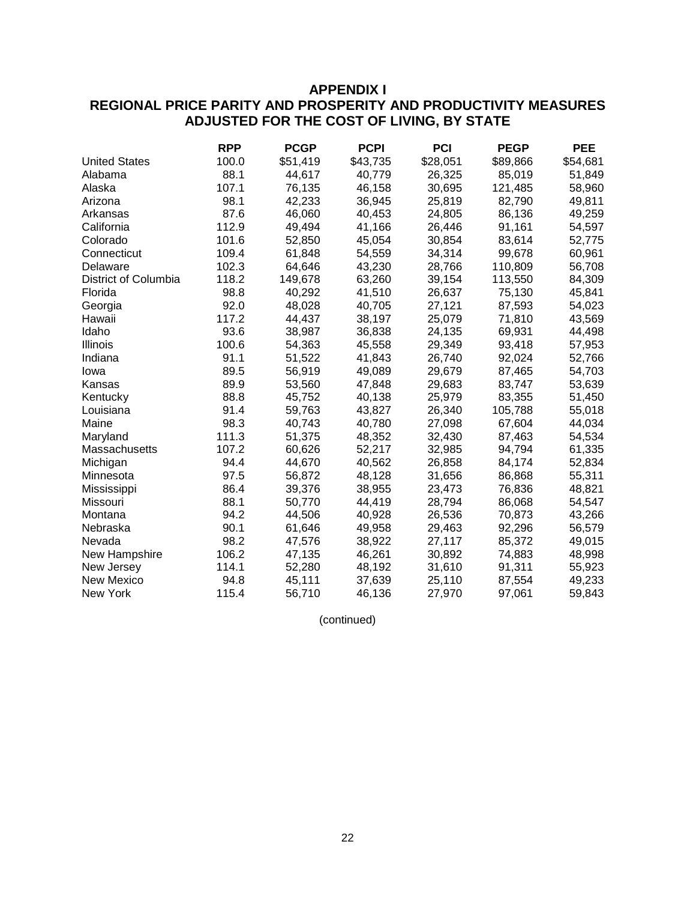# APPENDIX I
## REGIONAL PRICE PARITY AND PROSPERITY AND PRODUCTIVITY MEASURES ADJUSTED FOR THE COST OF LIVING, BY STATE

| | RPP | PCGP | PCPI | PCI | PEGP | PEE |
|---|---|---|---|---|---|---|
| United States | 100.0 | $51,419 | $43,735 | $28,051 | $89,866 | $54,681 |
| Alabama | 88.1 | 44,617 | 40,779 | 26,325 | 85,019 | 51,849 |
| Alaska | 107.1 | 76,135 | 46,158 | 30,695 | 121,485 | 58,960 |
| Arizona | 98.1 | 42,233 | 36,945 | 25,819 | 82,790 | 49,811 |
| Arkansas | 87.6 | 46,060 | 40,453 | 24,805 | 86,136 | 49,259 |
| California | 112.9 | 49,494 | 41,166 | 26,446 | 91,161 | 54,597 |
| Colorado | 101.6 | 52,850 | 45,054 | 30,854 | 83,614 | 52,775 |
| Connecticut | 109.4 | 61,848 | 54,559 | 34,314 | 99,678 | 60,961 |
| Delaware | 102.3 | 64,646 | 43,230 | 28,766 | 110,809 | 56,708 |
| District of Columbia | 118.2 | 149,678 | 63,260 | 39,154 | 113,550 | 84,309 |
| Florida | 98.8 | 40,292 | 41,510 | 26,637 | 75,130 | 45,841 |
| Georgia | 92.0 | 48,028 | 40,705 | 27,121 | 87,593 | 54,023 |
| Hawaii | 117.2 | 44,437 | 38,197 | 25,079 | 71,810 | 43,569 |
| Idaho | 93.6 | 38,987 | 36,838 | 24,135 | 69,931 | 44,498 |
| Illinois | 100.6 | 54,363 | 45,558 | 29,349 | 93,418 | 57,953 |
| Indiana | 91.1 | 51,522 | 41,843 | 26,740 | 92,024 | 52,766 |
| Iowa | 89.5 | 56,919 | 49,089 | 29,679 | 87,465 | 54,703 |
| Kansas | 89.9 | 53,560 | 47,848 | 29,683 | 83,747 | 53,639 |
| Kentucky | 88.8 | 45,752 | 40,138 | 25,979 | 83,355 | 51,450 |
| Louisiana | 91.4 | 59,763 | 43,827 | 26,340 | 105,788 | 55,018 |
| Maine | 98.3 | 40,743 | 40,780 | 27,098 | 67,604 | 44,034 |
| Maryland | 111.3 | 51,375 | 48,352 | 32,430 | 87,463 | 54,534 |
| Massachusetts | 107.2 | 60,626 | 52,217 | 32,985 | 94,794 | 61,335 |
| Michigan | 94.4 | 44,670 | 40,562 | 26,858 | 84,174 | 52,834 |
| Minnesota | 97.5 | 56,872 | 48,128 | 31,656 | 86,868 | 55,311 |
| Mississippi | 86.4 | 39,376 | 38,955 | 23,473 | 76,836 | 48,821 |
| Missouri | 88.1 | 50,770 | 44,419 | 28,794 | 86,068 | 54,547 |
| Montana | 94.2 | 44,506 | 40,928 | 26,536 | 70,873 | 43,266 |
| Nebraska | 90.1 | 61,646 | 49,958 | 29,463 | 92,296 | 56,579 |
| Nevada | 98.2 | 47,576 | 38,922 | 27,117 | 85,372 | 49,015 |
| New Hampshire | 106.2 | 47,135 | 46,261 | 30,892 | 74,883 | 48,998 |
| New Jersey | 114.1 | 52,280 | 48,192 | 31,610 | 91,311 | 55,923 |
| New Mexico | 94.8 | 45,111 | 37,639 | 25,110 | 87,554 | 49,233 |
| New York | 115.4 | 56,710 | 46,136 | 27,970 | 97,061 | 59,843 |

(continued)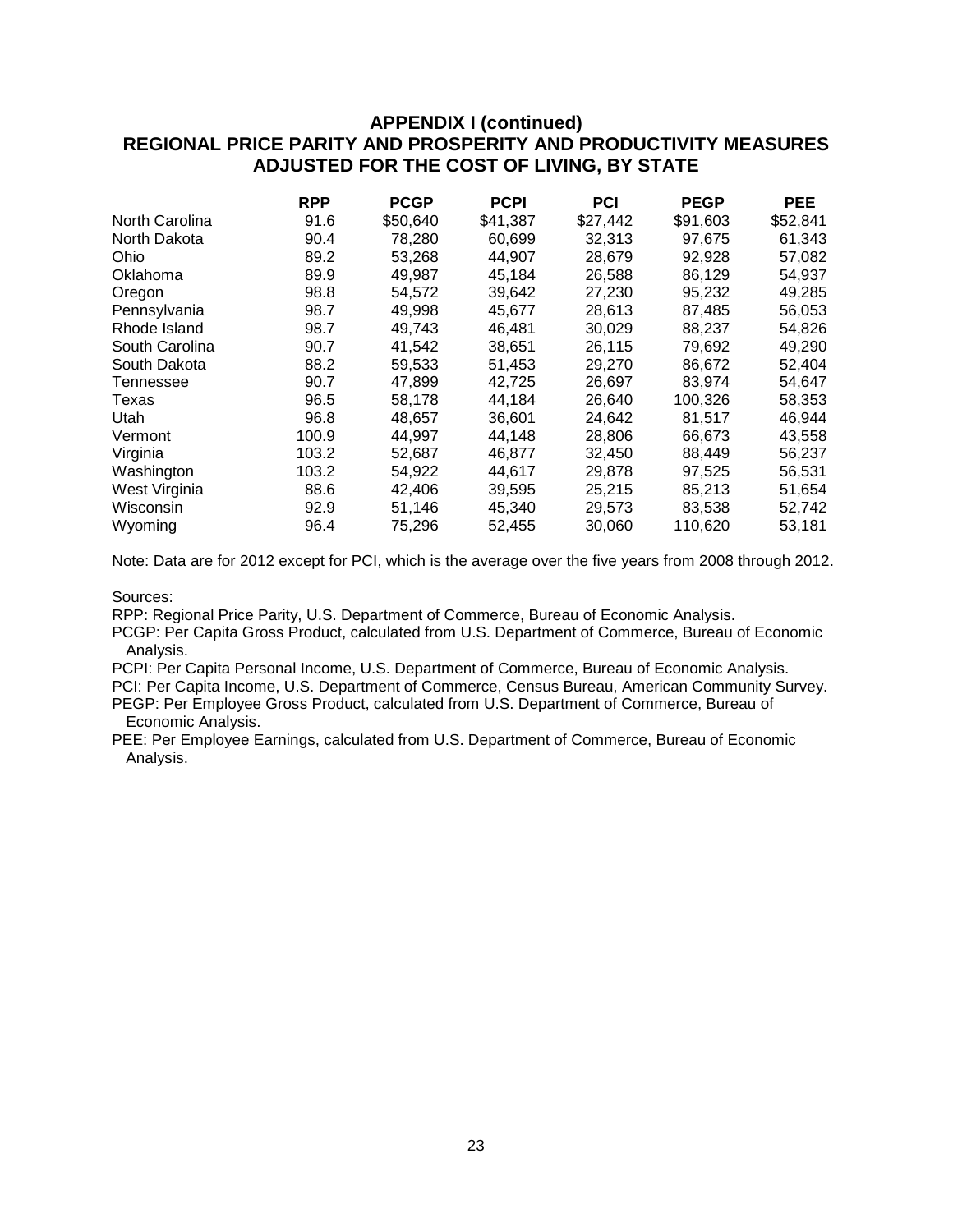## APPENDIX I (continued)
## REGIONAL PRICE PARITY AND PROSPERITY AND PRODUCTIVITY MEASURES ADJUSTED FOR THE COST OF LIVING, BY STATE

| | RPP | PCGP | PCPI | PCI | PEGP | PEE |
|---|---|---|---|---|---|---|
| North Carolina | 91.6 | $50,640 | $41,387 | $27,442 | $91,603 | $52,841 |
| North Dakota | 90.4 | 78,280 | 60,699 | 32,313 | 97,675 | 61,343 |
| Ohio | 89.2 | 53,268 | 44,907 | 28,679 | 92,928 | 57,082 |
| Oklahoma | 89.9 | 49,987 | 45,184 | 26,588 | 86,129 | 54,937 |
| Oregon | 98.8 | 54,572 | 39,642 | 27,230 | 95,232 | 49,285 |
| Pennsylvania | 98.7 | 49,998 | 45,677 | 28,613 | 87,485 | 56,053 |
| Rhode Island | 98.7 | 49,743 | 46,481 | 30,029 | 88,237 | 54,826 |
| South Carolina | 90.7 | 41,542 | 38,651 | 26,115 | 79,692 | 49,290 |
| South Dakota | 88.2 | 59,533 | 51,453 | 29,270 | 86,672 | 52,404 |
| Tennessee | 90.7 | 47,899 | 42,725 | 26,697 | 83,974 | 54,647 |
| Texas | 96.5 | 58,178 | 44,184 | 26,640 | 100,326 | 58,353 |
| Utah | 96.8 | 48,657 | 36,601 | 24,642 | 81,517 | 46,944 |
| Vermont | 100.9 | 44,997 | 44,148 | 28,806 | 66,673 | 43,558 |
| Virginia | 103.2 | 52,687 | 46,877 | 32,450 | 88,449 | 56,237 |
| Washington | 103.2 | 54,922 | 44,617 | 29,878 | 97,525 | 56,531 |
| West Virginia | 88.6 | 42,406 | 39,595 | 25,215 | 85,213 | 51,654 |
| Wisconsin | 92.9 | 51,146 | 45,340 | 29,573 | 83,538 | 52,742 |
| Wyoming | 96.4 | 75,296 | 52,455 | 30,060 | 110,620 | 53,181 |

Note: Data are for 2012 except for PCI, which is the average over the five years from 2008 through 2012.

Sources:

RPP: Regional Price Parity, U.S. Department of Commerce, Bureau of Economic Analysis.

PCGP: Per Capita Gross Product, calculated from U.S. Department of Commerce, Bureau of Economic Analysis.

PCPI: Per Capita Personal Income, U.S. Department of Commerce, Bureau of Economic Analysis.

PCI: Per Capita Income, U.S. Department of Commerce, Census Bureau, American Community Survey.

PEGP: Per Employee Gross Product, calculated from U.S. Department of Commerce, Bureau of Economic Analysis.

PEE: Per Employee Earnings, calculated from U.S. Department of Commerce, Bureau of Economic Analysis.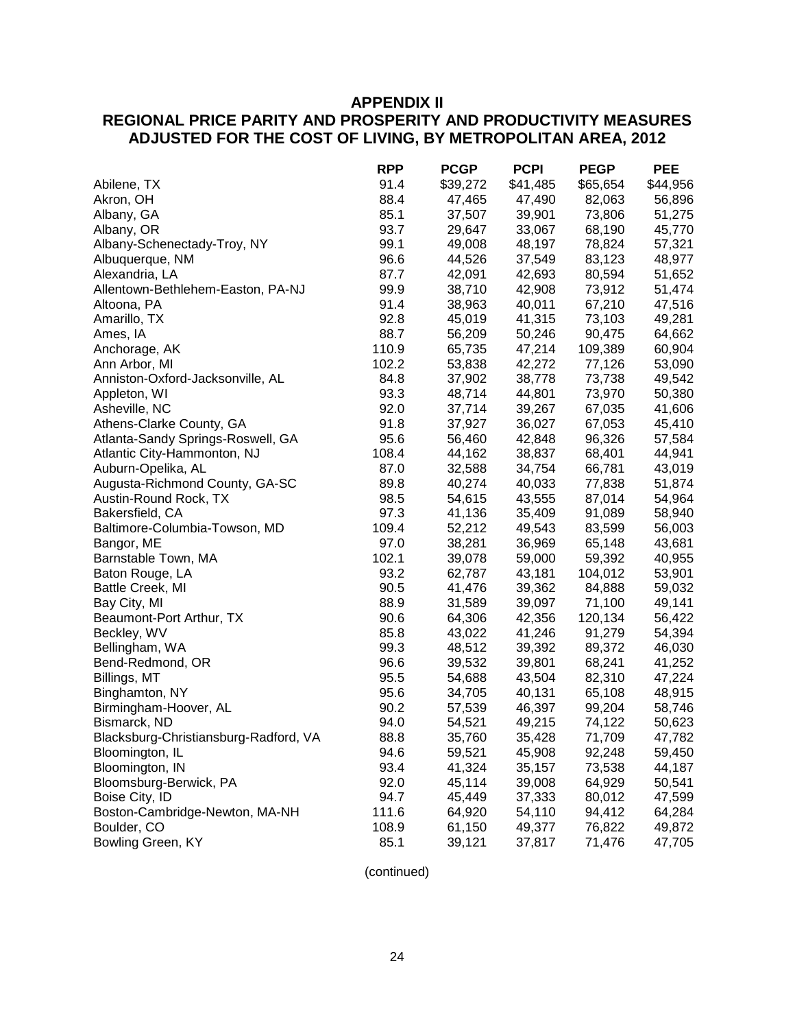## APPENDIX II
## REGIONAL PRICE PARITY AND PROSPERITY AND PRODUCTIVITY MEASURES ADJUSTED FOR THE COST OF LIVING, BY METROPOLITAN AREA, 2012

| | RPP | PCGP | PCPI | PEGP | PEE |
|---|---|---|---|---|---|
| Abilene, TX | 91.4 | $39,272 | $41,485 | $65,654 | $44,956 |
| Akron, OH | 88.4 | 47,465 | 47,490 | 82,063 | 56,896 |
| Albany, GA | 85.1 | 37,507 | 39,901 | 73,806 | 51,275 |
| Albany, OR | 93.7 | 29,647 | 33,067 | 68,190 | 45,770 |
| Albany-Schenectady-Troy, NY | 99.1 | 49,008 | 48,197 | 78,824 | 57,321 |
| Albuquerque, NM | 96.6 | 44,526 | 37,549 | 83,123 | 48,977 |
| Alexandria, LA | 87.7 | 42,091 | 42,693 | 80,594 | 51,652 |
| Allentown-Bethlehem-Easton, PA-NJ | 99.9 | 38,710 | 42,908 | 73,912 | 51,474 |
| Altoona, PA | 91.4 | 38,963 | 40,011 | 67,210 | 47,516 |
| Amarillo, TX | 92.8 | 45,019 | 41,315 | 73,103 | 49,281 |
| Ames, IA | 88.7 | 56,209 | 50,246 | 90,475 | 64,662 |
| Anchorage, AK | 110.9 | 65,735 | 47,214 | 109,389 | 60,904 |
| Ann Arbor, MI | 102.2 | 53,838 | 42,272 | 77,126 | 53,090 |
| Anniston-Oxford-Jacksonville, AL | 84.8 | 37,902 | 38,778 | 73,738 | 49,542 |
| Appleton, WI | 93.3 | 48,714 | 44,801 | 73,970 | 50,380 |
| Asheville, NC | 92.0 | 37,714 | 39,267 | 67,035 | 41,606 |
| Athens-Clarke County, GA | 91.8 | 37,927 | 36,027 | 67,053 | 45,410 |
| Atlanta-Sandy Springs-Roswell, GA | 95.6 | 56,460 | 42,848 | 96,326 | 57,584 |
| Atlantic City-Hammonton, NJ | 108.4 | 44,162 | 38,837 | 68,401 | 44,941 |
| Auburn-Opelika, AL | 87.0 | 32,588 | 34,754 | 66,781 | 43,019 |
| Augusta-Richmond County, GA-SC | 89.8 | 40,274 | 40,033 | 77,838 | 51,874 |
| Austin-Round Rock, TX | 98.5 | 54,615 | 43,555 | 87,014 | 54,964 |
| Bakersfield, CA | 97.3 | 41,136 | 35,409 | 91,089 | 58,940 |
| Baltimore-Columbia-Towson, MD | 109.4 | 52,212 | 49,543 | 83,599 | 56,003 |
| Bangor, ME | 97.0 | 38,281 | 36,969 | 65,148 | 43,681 |
| Barnstable Town, MA | 102.1 | 39,078 | 59,000 | 59,392 | 40,955 |
| Baton Rouge, LA | 93.2 | 62,787 | 43,181 | 104,012 | 53,901 |
| Battle Creek, MI | 90.5 | 41,476 | 39,362 | 84,888 | 59,032 |
| Bay City, MI | 88.9 | 31,589 | 39,097 | 71,100 | 49,141 |
| Beaumont-Port Arthur, TX | 90.6 | 64,306 | 42,356 | 120,134 | 56,422 |
| Beckley, WV | 85.8 | 43,022 | 41,246 | 91,279 | 54,394 |
| Bellingham, WA | 99.3 | 48,512 | 39,392 | 89,372 | 46,030 |
| Bend-Redmond, OR | 96.6 | 39,532 | 39,801 | 68,241 | 41,252 |
| Billings, MT | 95.5 | 54,688 | 43,504 | 82,310 | 47,224 |
| Binghamton, NY | 95.6 | 34,705 | 40,131 | 65,108 | 48,915 |
| Birmingham-Hoover, AL | 90.2 | 57,539 | 46,397 | 99,204 | 58,746 |
| Bismarck, ND | 94.0 | 54,521 | 49,215 | 74,122 | 50,623 |
| Blacksburg-Christiansburg-Radford, VA | 88.8 | 35,760 | 35,428 | 71,709 | 47,782 |
| Bloomington, IL | 94.6 | 59,521 | 45,908 | 92,248 | 59,450 |
| Bloomington, IN | 93.4 | 41,324 | 35,157 | 73,538 | 44,187 |
| Bloomsburg-Berwick, PA | 92.0 | 45,114 | 39,008 | 64,929 | 50,541 |
| Boise City, ID | 94.7 | 45,449 | 37,333 | 80,012 | 47,599 |
| Boston-Cambridge-Newton, MA-NH | 111.6 | 64,920 | 54,110 | 94,412 | 64,284 |
| Boulder, CO | 108.9 | 61,150 | 49,377 | 76,822 | 49,872 |
| Bowling Green, KY | 85.1 | 39,121 | 37,817 | 71,476 | 47,705 |

(continued)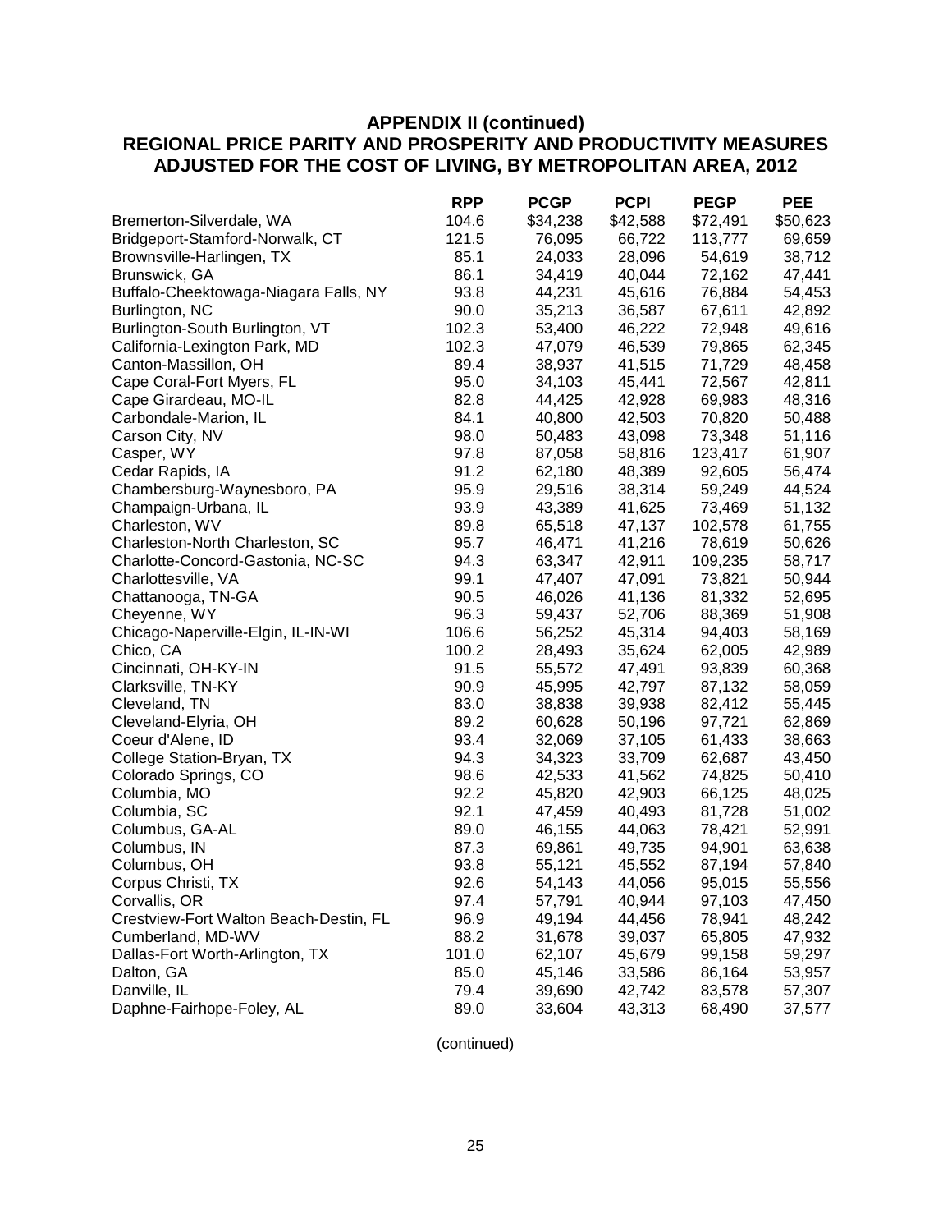## APPENDIX II (continued)
## REGIONAL PRICE PARITY AND PROSPERITY AND PRODUCTIVITY MEASURES ADJUSTED FOR THE COST OF LIVING, BY METROPOLITAN AREA, 2012

| | RPP | PCGP | PCPI | PEGP | PEE |
|---|---|---|---|---|---|
| Bremerton-Silverdale, WA | 104.6 | $34,238 | $42,588 | $72,491 | $50,623 |
| Bridgeport-Stamford-Norwalk, CT | 121.5 | 76,095 | 66,722 | 113,777 | 69,659 |
| Brownsville-Harlingen, TX | 85.1 | 24,033 | 28,096 | 54,619 | 38,712 |
| Brunswick, GA | 86.1 | 34,419 | 40,044 | 72,162 | 47,441 |
| Buffalo-Cheektowaga-Niagara Falls, NY | 93.8 | 44,231 | 45,616 | 76,884 | 54,453 |
| Burlington, NC | 90.0 | 35,213 | 36,587 | 67,611 | 42,892 |
| Burlington-South Burlington, VT | 102.3 | 53,400 | 46,222 | 72,948 | 49,616 |
| California-Lexington Park, MD | 102.3 | 47,079 | 46,539 | 79,865 | 62,345 |
| Canton-Massillon, OH | 89.4 | 38,937 | 41,515 | 71,729 | 48,458 |
| Cape Coral-Fort Myers, FL | 95.0 | 34,103 | 45,441 | 72,567 | 42,811 |
| Cape Girardeau, MO-IL | 82.8 | 44,425 | 42,928 | 69,983 | 48,316 |
| Carbondale-Marion, IL | 84.1 | 40,800 | 42,503 | 70,820 | 50,488 |
| Carson City, NV | 98.0 | 50,483 | 43,098 | 73,348 | 51,116 |
| Casper, WY | 97.8 | 87,058 | 58,816 | 123,417 | 61,907 |
| Cedar Rapids, IA | 91.2 | 62,180 | 48,389 | 92,605 | 56,474 |
| Chambersburg-Waynesboro, PA | 95.9 | 29,516 | 38,314 | 59,249 | 44,524 |
| Champaign-Urbana, IL | 93.9 | 43,389 | 41,625 | 73,469 | 51,132 |
| Charleston, WV | 89.8 | 65,518 | 47,137 | 102,578 | 61,755 |
| Charleston-North Charleston, SC | 95.7 | 46,471 | 41,216 | 78,619 | 50,626 |
| Charlotte-Concord-Gastonia, NC-SC | 94.3 | 63,347 | 42,911 | 109,235 | 58,717 |
| Charlottesville, VA | 99.1 | 47,407 | 47,091 | 73,821 | 50,944 |
| Chattanooga, TN-GA | 90.5 | 46,026 | 41,136 | 81,332 | 52,695 |
| Cheyenne, WY | 96.3 | 59,437 | 52,706 | 88,369 | 51,908 |
| Chicago-Naperville-Elgin, IL-IN-WI | 106.6 | 56,252 | 45,314 | 94,403 | 58,169 |
| Chico, CA | 100.2 | 28,493 | 35,624 | 62,005 | 42,989 |
| Cincinnati, OH-KY-IN | 91.5 | 55,572 | 47,491 | 93,839 | 60,368 |
| Clarksville, TN-KY | 90.9 | 45,995 | 42,797 | 87,132 | 58,059 |
| Cleveland, TN | 83.0 | 38,838 | 39,938 | 82,412 | 55,445 |
| Cleveland-Elyria, OH | 89.2 | 60,628 | 50,196 | 97,721 | 62,869 |
| Coeur d'Alene, ID | 93.4 | 32,069 | 37,105 | 61,433 | 38,663 |
| College Station-Bryan, TX | 94.3 | 34,323 | 33,709 | 62,687 | 43,450 |
| Colorado Springs, CO | 98.6 | 42,533 | 41,562 | 74,825 | 50,410 |
| Columbia, MO | 92.2 | 45,820 | 42,903 | 66,125 | 48,025 |
| Columbia, SC | 92.1 | 47,459 | 40,493 | 81,728 | 51,002 |
| Columbus, GA-AL | 89.0 | 46,155 | 44,063 | 78,421 | 52,991 |
| Columbus, IN | 87.3 | 69,861 | 49,735 | 94,901 | 63,638 |
| Columbus, OH | 93.8 | 55,121 | 45,552 | 87,194 | 57,840 |
| Corpus Christi, TX | 92.6 | 54,143 | 44,056 | 95,015 | 55,556 |
| Corvallis, OR | 97.4 | 57,791 | 40,944 | 97,103 | 47,450 |
| Crestview-Fort Walton Beach-Destin, FL | 96.9 | 49,194 | 44,456 | 78,941 | 48,242 |
| Cumberland, MD-WV | 88.2 | 31,678 | 39,037 | 65,805 | 47,932 |
| Dallas-Fort Worth-Arlington, TX | 101.0 | 62,107 | 45,679 | 99,158 | 59,297 |
| Dalton, GA | 85.0 | 45,146 | 33,586 | 86,164 | 53,957 |
| Danville, IL | 79.4 | 39,690 | 42,742 | 83,578 | 57,307 |
| Daphne-Fairhope-Foley, AL | 89.0 | 33,604 | 43,313 | 68,490 | 37,577 |

(continued)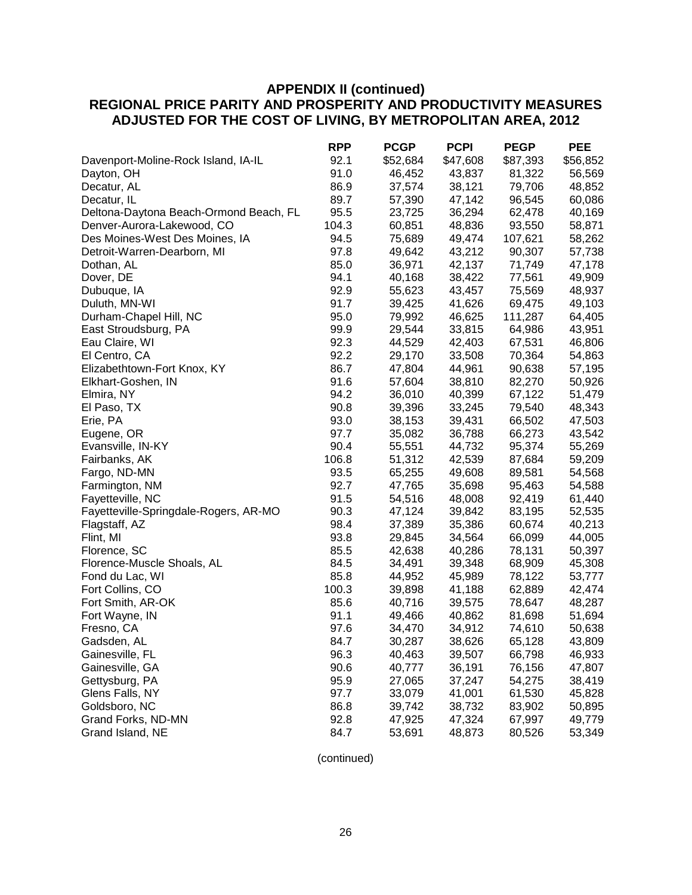**APPENDIX II (continued)**

**REGIONAL PRICE PARITY AND PROSPERITY AND PRODUCTIVITY MEASURES ADJUSTED FOR THE COST OF LIVING, BY METROPOLITAN AREA, 2012**

| | RPP | PCGP | PCPI | PEGP | PEE |
|---|---|---|---|---|---|
| Davenport-Moline-Rock Island, IA-IL | 92.1 | $52,684 | $47,608 | $87,393 | $56,852 |
| Dayton, OH | 91.0 | 46,452 | 43,837 | 81,322 | 56,569 |
| Decatur, AL | 86.9 | 37,574 | 38,121 | 79,706 | 48,852 |
| Decatur, IL | 89.7 | 57,390 | 47,142 | 96,545 | 60,086 |
| Deltona-Daytona Beach-Ormond Beach, FL | 95.5 | 23,725 | 36,294 | 62,478 | 40,169 |
| Denver-Aurora-Lakewood, CO | 104.3 | 60,851 | 48,836 | 93,550 | 58,871 |
| Des Moines-West Des Moines, IA | 94.5 | 75,689 | 49,474 | 107,621 | 58,262 |
| Detroit-Warren-Dearborn, MI | 97.8 | 49,642 | 43,212 | 90,307 | 57,738 |
| Dothan, AL | 85.0 | 36,971 | 42,137 | 71,749 | 47,178 |
| Dover, DE | 94.1 | 40,168 | 38,422 | 77,561 | 49,909 |
| Dubuque, IA | 92.9 | 55,623 | 43,457 | 75,569 | 48,937 |
| Duluth, MN-WI | 91.7 | 39,425 | 41,626 | 69,475 | 49,103 |
| Durham-Chapel Hill, NC | 95.0 | 79,992 | 46,625 | 111,287 | 64,405 |
| East Stroudsburg, PA | 99.9 | 29,544 | 33,815 | 64,986 | 43,951 |
| Eau Claire, WI | 92.3 | 44,529 | 42,403 | 67,531 | 46,806 |
| El Centro, CA | 92.2 | 29,170 | 33,508 | 70,364 | 54,863 |
| Elizabethtown-Fort Knox, KY | 86.7 | 47,804 | 44,961 | 90,638 | 57,195 |
| Elkhart-Goshen, IN | 91.6 | 57,604 | 38,810 | 82,270 | 50,926 |
| Elmira, NY | 94.2 | 36,010 | 40,399 | 67,122 | 51,479 |
| El Paso, TX | 90.8 | 39,396 | 33,245 | 79,540 | 48,343 |
| Erie, PA | 93.0 | 38,153 | 39,431 | 66,502 | 47,503 |
| Eugene, OR | 97.7 | 35,082 | 36,788 | 66,273 | 43,542 |
| Evansville, IN-KY | 90.4 | 55,551 | 44,732 | 95,374 | 55,269 |
| Fairbanks, AK | 106.8 | 51,312 | 42,539 | 87,684 | 59,209 |
| Fargo, ND-MN | 93.5 | 65,255 | 49,608 | 89,581 | 54,568 |
| Farmington, NM | 92.7 | 47,765 | 35,698 | 95,463 | 54,588 |
| Fayetteville, NC | 91.5 | 54,516 | 48,008 | 92,419 | 61,440 |
| Fayetteville-Springdale-Rogers, AR-MO | 90.3 | 47,124 | 39,842 | 83,195 | 52,535 |
| Flagstaff, AZ | 98.4 | 37,389 | 35,386 | 60,674 | 40,213 |
| Flint, MI | 93.8 | 29,845 | 34,564 | 66,099 | 44,005 |
| Florence, SC | 85.5 | 42,638 | 40,286 | 78,131 | 50,397 |
| Florence-Muscle Shoals, AL | 84.5 | 34,491 | 39,348 | 68,909 | 45,308 |
| Fond du Lac, WI | 85.8 | 44,952 | 45,989 | 78,122 | 53,777 |
| Fort Collins, CO | 100.3 | 39,898 | 41,188 | 62,889 | 42,474 |
| Fort Smith, AR-OK | 85.6 | 40,716 | 39,575 | 78,647 | 48,287 |
| Fort Wayne, IN | 91.1 | 49,466 | 40,862 | 81,698 | 51,694 |
| Fresno, CA | 97.6 | 34,470 | 34,912 | 74,610 | 50,638 |
| Gadsden, AL | 84.7 | 30,287 | 38,626 | 65,128 | 43,809 |
| Gainesville, FL | 96.3 | 40,463 | 39,507 | 66,798 | 46,933 |
| Gainesville, GA | 90.6 | 40,777 | 36,191 | 76,156 | 47,807 |
| Gettysburg, PA | 95.9 | 27,065 | 37,247 | 54,275 | 38,419 |
| Glens Falls, NY | 97.7 | 33,079 | 41,001 | 61,530 | 45,828 |
| Goldsboro, NC | 86.8 | 39,742 | 38,732 | 83,902 | 50,895 |
| Grand Forks, ND-MN | 92.8 | 47,925 | 47,324 | 67,997 | 49,779 |
| Grand Island, NE | 84.7 | 53,691 | 48,873 | 80,526 | 53,349 |

(continued)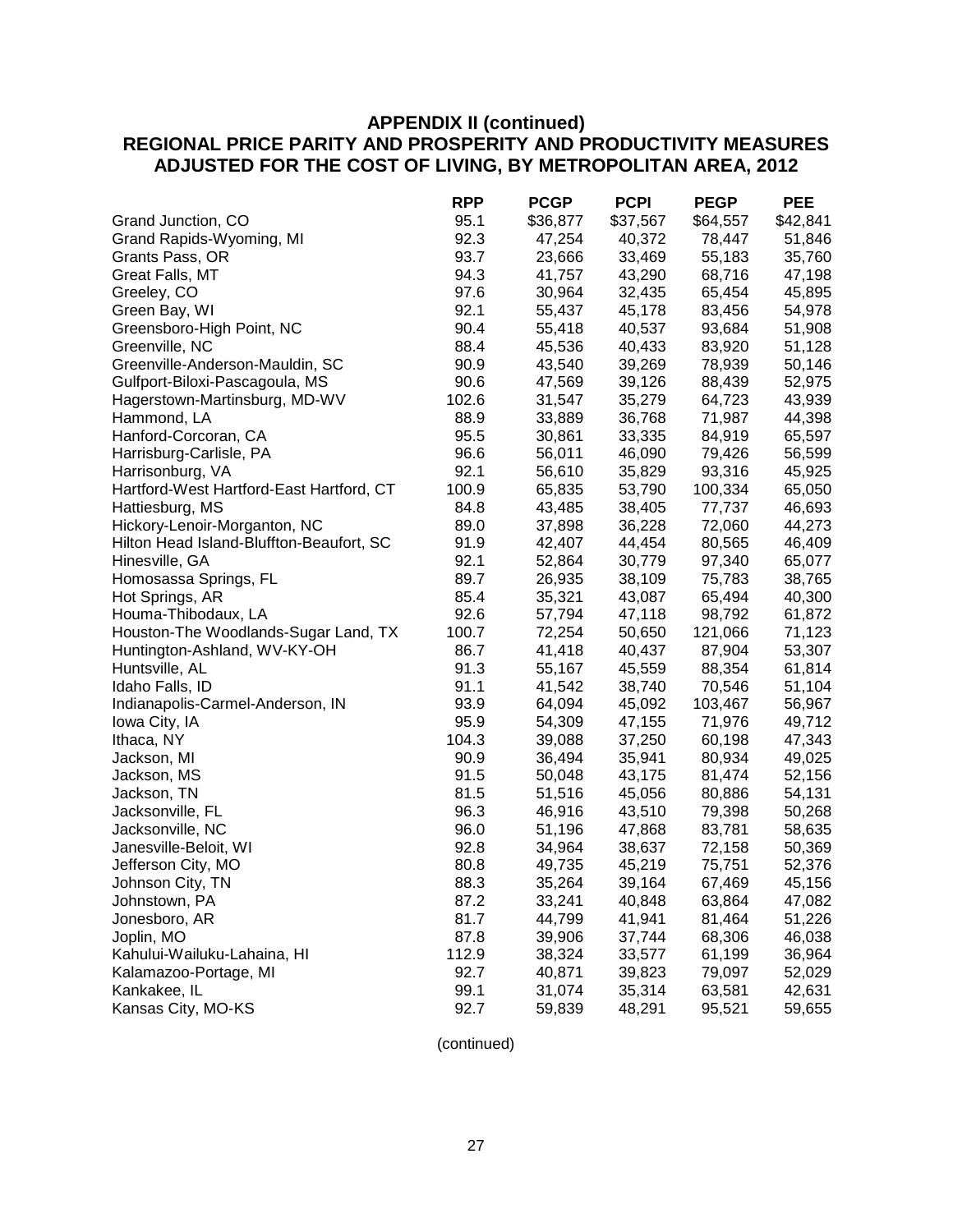## APPENDIX II (continued)
## REGIONAL PRICE PARITY AND PROSPERITY AND PRODUCTIVITY MEASURES ADJUSTED FOR THE COST OF LIVING, BY METROPOLITAN AREA, 2012

| | RPP | PCGP | PCPI | PEGP | PEE |
|---|---|---|---|---|---|
| Grand Junction, CO | 95.1 | $36,877 | $37,567 | $64,557 | $42,841 |
| Grand Rapids-Wyoming, MI | 92.3 | 47,254 | 40,372 | 78,447 | 51,846 |
| Grants Pass, OR | 93.7 | 23,666 | 33,469 | 55,183 | 35,760 |
| Great Falls, MT | 94.3 | 41,757 | 43,290 | 68,716 | 47,198 |
| Greeley, CO | 97.6 | 30,964 | 32,435 | 65,454 | 45,895 |
| Green Bay, WI | 92.1 | 55,437 | 45,178 | 83,456 | 54,978 |
| Greensboro-High Point, NC | 90.4 | 55,418 | 40,537 | 93,684 | 51,908 |
| Greenville, NC | 88.4 | 45,536 | 40,433 | 83,920 | 51,128 |
| Greenville-Anderson-Mauldin, SC | 90.9 | 43,540 | 39,269 | 78,939 | 50,146 |
| Gulfport-Biloxi-Pascagoula, MS | 90.6 | 47,569 | 39,126 | 88,439 | 52,975 |
| Hagerstown-Martinsburg, MD-WV | 102.6 | 31,547 | 35,279 | 64,723 | 43,939 |
| Hammond, LA | 88.9 | 33,889 | 36,768 | 71,987 | 44,398 |
| Hanford-Corcoran, CA | 95.5 | 30,861 | 33,335 | 84,919 | 65,597 |
| Harrisburg-Carlisle, PA | 96.6 | 56,011 | 46,090 | 79,426 | 56,599 |
| Harrisonburg, VA | 92.1 | 56,610 | 35,829 | 93,316 | 45,925 |
| Hartford-West Hartford-East Hartford, CT | 100.9 | 65,835 | 53,790 | 100,334 | 65,050 |
| Hattiesburg, MS | 84.8 | 43,485 | 38,405 | 77,737 | 46,693 |
| Hickory-Lenoir-Morganton, NC | 89.0 | 37,898 | 36,228 | 72,060 | 44,273 |
| Hilton Head Island-Bluffton-Beaufort, SC | 91.9 | 42,407 | 44,454 | 80,565 | 46,409 |
| Hinesville, GA | 92.1 | 52,864 | 30,779 | 97,340 | 65,077 |
| Homosassa Springs, FL | 89.7 | 26,935 | 38,109 | 75,783 | 38,765 |
| Hot Springs, AR | 85.4 | 35,321 | 43,087 | 65,494 | 40,300 |
| Houma-Thibodaux, LA | 92.6 | 57,794 | 47,118 | 98,792 | 61,872 |
| Houston-The Woodlands-Sugar Land, TX | 100.7 | 72,254 | 50,650 | 121,066 | 71,123 |
| Huntington-Ashland, WV-KY-OH | 86.7 | 41,418 | 40,437 | 87,904 | 53,307 |
| Huntsville, AL | 91.3 | 55,167 | 45,559 | 88,354 | 61,814 |
| Idaho Falls, ID | 91.1 | 41,542 | 38,740 | 70,546 | 51,104 |
| Indianapolis-Carmel-Anderson, IN | 93.9 | 64,094 | 45,092 | 103,467 | 56,967 |
| Iowa City, IA | 95.9 | 54,309 | 47,155 | 71,976 | 49,712 |
| Ithaca, NY | 104.3 | 39,088 | 37,250 | 60,198 | 47,343 |
| Jackson, MI | 90.9 | 36,494 | 35,941 | 80,934 | 49,025 |
| Jackson, MS | 91.5 | 50,048 | 43,175 | 81,474 | 52,156 |
| Jackson, TN | 81.5 | 51,516 | 45,056 | 80,886 | 54,131 |
| Jacksonville, FL | 96.3 | 46,916 | 43,510 | 79,398 | 50,268 |
| Jacksonville, NC | 96.0 | 51,196 | 47,868 | 83,781 | 58,635 |
| Janesville-Beloit, WI | 92.8 | 34,964 | 38,637 | 72,158 | 50,369 |
| Jefferson City, MO | 80.8 | 49,735 | 45,219 | 75,751 | 52,376 |
| Johnson City, TN | 88.3 | 35,264 | 39,164 | 67,469 | 45,156 |
| Johnstown, PA | 87.2 | 33,241 | 40,848 | 63,864 | 47,082 |
| Jonesboro, AR | 81.7 | 44,799 | 41,941 | 81,464 | 51,226 |
| Joplin, MO | 87.8 | 39,906 | 37,744 | 68,306 | 46,038 |
| Kahului-Wailuku-Lahaina, HI | 112.9 | 38,324 | 33,577 | 61,199 | 36,964 |
| Kalamazoo-Portage, MI | 92.7 | 40,871 | 39,823 | 79,097 | 52,029 |
| Kankakee, IL | 99.1 | 31,074 | 35,314 | 63,581 | 42,631 |
| Kansas City, MO-KS | 92.7 | 59,839 | 48,291 | 95,521 | 59,655 |

(continued)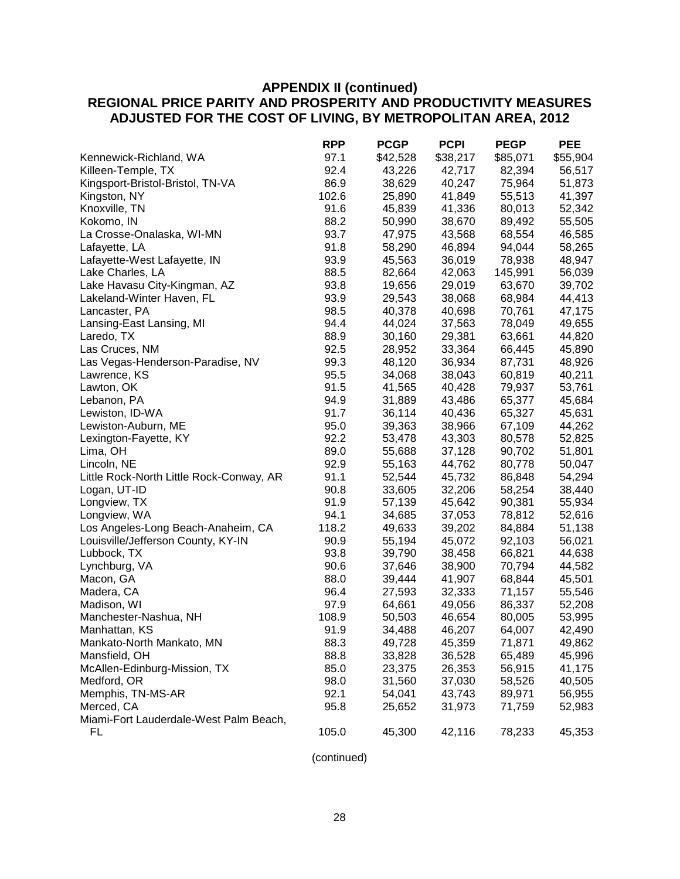## APPENDIX II (continued)
## REGIONAL PRICE PARITY AND PROSPERITY AND PRODUCTIVITY MEASURES ADJUSTED FOR THE COST OF LIVING, BY METROPOLITAN AREA, 2012

| | RPP | PCGP | PCPI | PEGP | PEE |
|---|---|---|---|---|---|
| Kennewick-Richland, WA | 97.1 | $42,528 | $38,217 | $85,071 | $55,904 |
| Killeen-Temple, TX | 92.4 | 43,226 | 42,717 | 82,394 | 56,517 |
| Kingsport-Bristol-Bristol, TN-VA | 86.9 | 38,629 | 40,247 | 75,964 | 51,873 |
| Kingston, NY | 102.6 | 25,890 | 41,849 | 55,513 | 41,397 |
| Knoxville, TN | 91.6 | 45,839 | 41,336 | 80,013 | 52,342 |
| Kokomo, IN | 88.2 | 50,990 | 38,670 | 89,492 | 55,505 |
| La Crosse-Onalaska, WI-MN | 93.7 | 47,975 | 43,568 | 68,554 | 46,585 |
| Lafayette, LA | 91.8 | 58,290 | 46,894 | 94,044 | 58,265 |
| Lafayette-West Lafayette, IN | 93.9 | 45,563 | 36,019 | 78,938 | 48,947 |
| Lake Charles, LA | 88.5 | 82,664 | 42,063 | 145,991 | 56,039 |
| Lake Havasu City-Kingman, AZ | 93.8 | 19,656 | 29,019 | 63,670 | 39,702 |
| Lakeland-Winter Haven, FL | 93.9 | 29,543 | 38,068 | 68,984 | 44,413 |
| Lancaster, PA | 98.5 | 40,378 | 40,698 | 70,761 | 47,175 |
| Lansing-East Lansing, MI | 94.4 | 44,024 | 37,563 | 78,049 | 49,655 |
| Laredo, TX | 88.9 | 30,160 | 29,381 | 63,661 | 44,820 |
| Las Cruces, NM | 92.5 | 28,952 | 33,364 | 66,445 | 45,890 |
| Las Vegas-Henderson-Paradise, NV | 99.3 | 48,120 | 36,934 | 87,731 | 48,926 |
| Lawrence, KS | 95.5 | 34,068 | 38,043 | 60,819 | 40,211 |
| Lawton, OK | 91.5 | 41,565 | 40,428 | 79,937 | 53,761 |
| Lebanon, PA | 94.9 | 31,889 | 43,486 | 65,377 | 45,684 |
| Lewiston, ID-WA | 91.7 | 36,114 | 40,436 | 65,327 | 45,631 |
| Lewiston-Auburn, ME | 95.0 | 39,363 | 38,966 | 67,109 | 44,262 |
| Lexington-Fayette, KY | 92.2 | 53,478 | 43,303 | 80,578 | 52,825 |
| Lima, OH | 89.0 | 55,688 | 37,128 | 90,702 | 51,801 |
| Lincoln, NE | 92.9 | 55,163 | 44,762 | 80,778 | 50,047 |
| Little Rock-North Little Rock-Conway, AR | 91.1 | 52,544 | 45,732 | 86,848 | 54,294 |
| Logan, UT-ID | 90.8 | 33,605 | 32,206 | 58,254 | 38,440 |
| Longview, TX | 91.9 | 57,139 | 45,642 | 90,381 | 55,934 |
| Longview, WA | 94.1 | 34,685 | 37,053 | 78,812 | 52,616 |
| Los Angeles-Long Beach-Anaheim, CA | 118.2 | 49,633 | 39,202 | 84,884 | 51,138 |
| Louisville/Jefferson County, KY-IN | 90.9 | 55,194 | 45,072 | 92,103 | 56,021 |
| Lubbock, TX | 93.8 | 39,790 | 38,458 | 66,821 | 44,638 |
| Lynchburg, VA | 90.6 | 37,646 | 38,900 | 70,794 | 44,582 |
| Macon, GA | 88.0 | 39,444 | 41,907 | 68,844 | 45,501 |
| Madera, CA | 96.4 | 27,593 | 32,333 | 71,157 | 55,546 |
| Madison, WI | 97.9 | 64,661 | 49,056 | 86,337 | 52,208 |
| Manchester-Nashua, NH | 108.9 | 50,503 | 46,654 | 80,005 | 53,995 |
| Manhattan, KS | 91.9 | 34,488 | 46,207 | 64,007 | 42,490 |
| Mankato-North Mankato, MN | 88.3 | 49,728 | 45,359 | 71,871 | 49,862 |
| Mansfield, OH | 88.8 | 33,828 | 36,528 | 65,489 | 45,996 |
| McAllen-Edinburg-Mission, TX | 85.0 | 23,375 | 26,353 | 56,915 | 41,175 |
| Medford, OR | 98.0 | 31,560 | 37,030 | 58,526 | 40,505 |
| Memphis, TN-MS-AR | 92.1 | 54,041 | 43,743 | 89,971 | 56,955 |
| Merced, CA | 95.8 | 25,652 | 31,973 | 71,759 | 52,983 |
| Miami-Fort Lauderdale-West Palm Beach, FL | 105.0 | 45,300 | 42,116 | 78,233 | 45,353 |

(continued)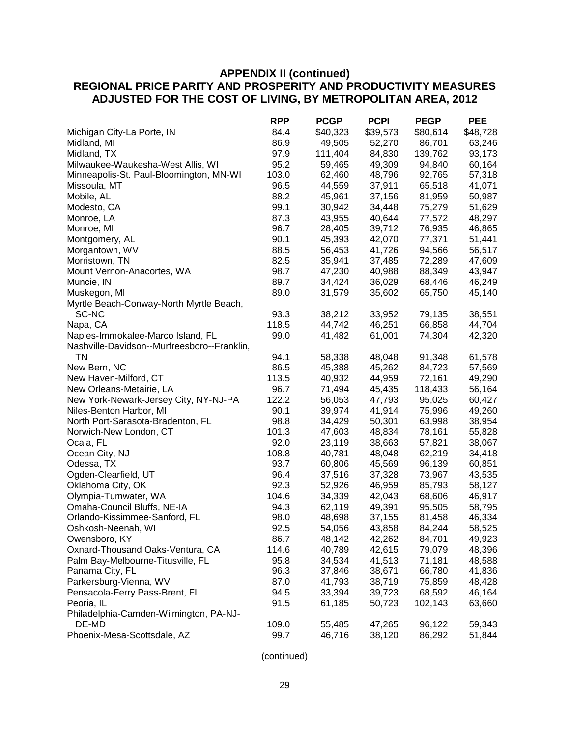## APPENDIX II (continued)
## REGIONAL PRICE PARITY AND PROSPERITY AND PRODUCTIVITY MEASURES ADJUSTED FOR THE COST OF LIVING, BY METROPOLITAN AREA, 2012

| | RPP | PCGP | PCPI | PEGP | PEE |
|---|---|---|---|---|---|
| Michigan City-La Porte, IN | 84.4 | $40,323 | $39,573 | $80,614 | $48,728 |
| Midland, MI | 86.9 | 49,505 | 52,270 | 86,701 | 63,246 |
| Midland, TX | 97.9 | 111,404 | 84,830 | 139,762 | 93,173 |
| Milwaukee-Waukesha-West Allis, WI | 95.2 | 59,465 | 49,309 | 94,840 | 60,164 |
| Minneapolis-St. Paul-Bloomington, MN-WI | 103.0 | 62,460 | 48,796 | 92,765 | 57,318 |
| Missoula, MT | 96.5 | 44,559 | 37,911 | 65,518 | 41,071 |
| Mobile, AL | 88.2 | 45,961 | 37,156 | 81,959 | 50,987 |
| Modesto, CA | 99.1 | 30,942 | 34,448 | 75,279 | 51,629 |
| Monroe, LA | 87.3 | 43,955 | 40,644 | 77,572 | 48,297 |
| Monroe, MI | 96.7 | 28,405 | 39,712 | 76,935 | 46,865 |
| Montgomery, AL | 90.1 | 45,393 | 42,070 | 77,371 | 51,441 |
| Morgantown, WV | 88.5 | 56,453 | 41,726 | 94,566 | 56,517 |
| Morristown, TN | 82.5 | 35,941 | 37,485 | 72,289 | 47,609 |
| Mount Vernon-Anacortes, WA | 98.7 | 47,230 | 40,988 | 88,349 | 43,947 |
| Muncie, IN | 89.7 | 34,424 | 36,029 | 68,446 | 46,249 |
| Muskegon, MI | 89.0 | 31,579 | 35,602 | 65,750 | 45,140 |
| Myrtle Beach-Conway-North Myrtle Beach, SC-NC | 93.3 | 38,212 | 33,952 | 79,135 | 38,551 |
| Napa, CA | 118.5 | 44,742 | 46,251 | 66,858 | 44,704 |
| Naples-Immokalee-Marco Island, FL | 99.0 | 41,482 | 61,001 | 74,304 | 42,320 |
| Nashville-Davidson--Murfreesboro--Franklin, TN | 94.1 | 58,338 | 48,048 | 91,348 | 61,578 |
| New Bern, NC | 86.5 | 45,388 | 45,262 | 84,723 | 57,569 |
| New Haven-Milford, CT | 113.5 | 40,932 | 44,959 | 72,161 | 49,290 |
| New Orleans-Metairie, LA | 96.7 | 71,494 | 45,435 | 118,433 | 56,164 |
| New York-Newark-Jersey City, NY-NJ-PA | 122.2 | 56,053 | 47,793 | 95,025 | 60,427 |
| Niles-Benton Harbor, MI | 90.1 | 39,974 | 41,914 | 75,996 | 49,260 |
| North Port-Sarasota-Bradenton, FL | 98.8 | 34,429 | 50,301 | 63,998 | 38,954 |
| Norwich-New London, CT | 101.3 | 47,603 | 48,834 | 78,161 | 55,828 |
| Ocala, FL | 92.0 | 23,119 | 38,663 | 57,821 | 38,067 |
| Ocean City, NJ | 108.8 | 40,781 | 48,048 | 62,219 | 34,418 |
| Odessa, TX | 93.7 | 60,806 | 45,569 | 96,139 | 60,851 |
| Ogden-Clearfield, UT | 96.4 | 37,516 | 37,328 | 73,967 | 43,535 |
| Oklahoma City, OK | 92.3 | 52,926 | 46,959 | 85,793 | 58,127 |
| Olympia-Tumwater, WA | 104.6 | 34,339 | 42,043 | 68,606 | 46,917 |
| Omaha-Council Bluffs, NE-IA | 94.3 | 62,119 | 49,391 | 95,505 | 58,795 |
| Orlando-Kissimmee-Sanford, FL | 98.0 | 48,698 | 37,155 | 81,458 | 46,334 |
| Oshkosh-Neenah, WI | 92.5 | 54,056 | 43,858 | 84,244 | 58,525 |
| Owensboro, KY | 86.7 | 48,142 | 42,262 | 84,701 | 49,923 |
| Oxnard-Thousand Oaks-Ventura, CA | 114.6 | 40,789 | 42,615 | 79,079 | 48,396 |
| Palm Bay-Melbourne-Titusville, FL | 95.8 | 34,534 | 41,513 | 71,181 | 48,588 |
| Panama City, FL | 96.3 | 37,846 | 38,671 | 66,780 | 41,836 |
| Parkersburg-Vienna, WV | 87.0 | 41,793 | 38,719 | 75,859 | 48,428 |
| Pensacola-Ferry Pass-Brent, FL | 94.5 | 33,394 | 39,723 | 68,592 | 46,164 |
| Peoria, IL | 91.5 | 61,185 | 50,723 | 102,143 | 63,660 |
| Philadelphia-Camden-Wilmington, PA-NJ-DE-MD | 109.0 | 55,485 | 47,265 | 96,122 | 59,343 |
| Phoenix-Mesa-Scottsdale, AZ | 99.7 | 46,716 | 38,120 | 86,292 | 51,844 |

(continued)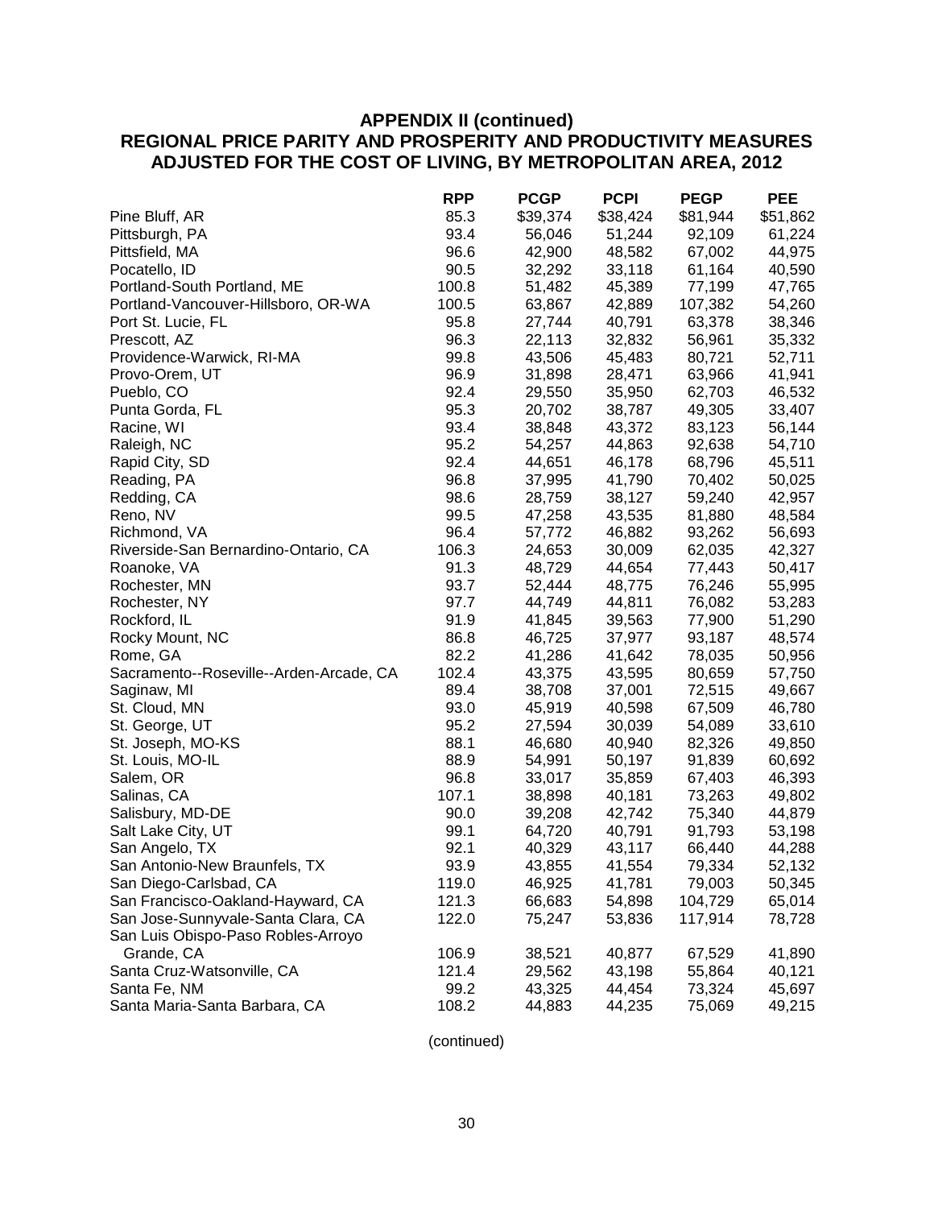## APPENDIX II (continued)
## REGIONAL PRICE PARITY AND PROSPERITY AND PRODUCTIVITY MEASURES ADJUSTED FOR THE COST OF LIVING, BY METROPOLITAN AREA, 2012

| | RPP | PCGP | PCPI | PEGP | PEE |
|---|---|---|---|---|---|
| Pine Bluff, AR | 85.3 | $39,374 | $38,424 | $81,944 | $51,862 |
| Pittsburgh, PA | 93.4 | 56,046 | 51,244 | 92,109 | 61,224 |
| Pittsfield, MA | 96.6 | 42,900 | 48,582 | 67,002 | 44,975 |
| Pocatello, ID | 90.5 | 32,292 | 33,118 | 61,164 | 40,590 |
| Portland-South Portland, ME | 100.8 | 51,482 | 45,389 | 77,199 | 47,765 |
| Portland-Vancouver-Hillsboro, OR-WA | 100.5 | 63,867 | 42,889 | 107,382 | 54,260 |
| Port St. Lucie, FL | 95.8 | 27,744 | 40,791 | 63,378 | 38,346 |
| Prescott, AZ | 96.3 | 22,113 | 32,832 | 56,961 | 35,332 |
| Providence-Warwick, RI-MA | 99.8 | 43,506 | 45,483 | 80,721 | 52,711 |
| Provo-Orem, UT | 96.9 | 31,898 | 28,471 | 63,966 | 41,941 |
| Pueblo, CO | 92.4 | 29,550 | 35,950 | 62,703 | 46,532 |
| Punta Gorda, FL | 95.3 | 20,702 | 38,787 | 49,305 | 33,407 |
| Racine, WI | 93.4 | 38,848 | 43,372 | 83,123 | 56,144 |
| Raleigh, NC | 95.2 | 54,257 | 44,863 | 92,638 | 54,710 |
| Rapid City, SD | 92.4 | 44,651 | 46,178 | 68,796 | 45,511 |
| Reading, PA | 96.8 | 37,995 | 41,790 | 70,402 | 50,025 |
| Redding, CA | 98.6 | 28,759 | 38,127 | 59,240 | 42,957 |
| Reno, NV | 99.5 | 47,258 | 43,535 | 81,880 | 48,584 |
| Richmond, VA | 96.4 | 57,772 | 46,882 | 93,262 | 56,693 |
| Riverside-San Bernardino-Ontario, CA | 106.3 | 24,653 | 30,009 | 62,035 | 42,327 |
| Roanoke, VA | 91.3 | 48,729 | 44,654 | 77,443 | 50,417 |
| Rochester, MN | 93.7 | 52,444 | 48,775 | 76,246 | 55,995 |
| Rochester, NY | 97.7 | 44,749 | 44,811 | 76,082 | 53,283 |
| Rockford, IL | 91.9 | 41,845 | 39,563 | 77,900 | 51,290 |
| Rocky Mount, NC | 86.8 | 46,725 | 37,977 | 93,187 | 48,574 |
| Rome, GA | 82.2 | 41,286 | 41,642 | 78,035 | 50,956 |
| Sacramento--Roseville--Arden-Arcade, CA | 102.4 | 43,375 | 43,595 | 80,659 | 57,750 |
| Saginaw, MI | 89.4 | 38,708 | 37,001 | 72,515 | 49,667 |
| St. Cloud, MN | 93.0 | 45,919 | 40,598 | 67,509 | 46,780 |
| St. George, UT | 95.2 | 27,594 | 30,039 | 54,089 | 33,610 |
| St. Joseph, MO-KS | 88.1 | 46,680 | 40,940 | 82,326 | 49,850 |
| St. Louis, MO-IL | 88.9 | 54,991 | 50,197 | 91,839 | 60,692 |
| Salem, OR | 96.8 | 33,017 | 35,859 | 67,403 | 46,393 |
| Salinas, CA | 107.1 | 38,898 | 40,181 | 73,263 | 49,802 |
| Salisbury, MD-DE | 90.0 | 39,208 | 42,742 | 75,340 | 44,879 |
| Salt Lake City, UT | 99.1 | 64,720 | 40,791 | 91,793 | 53,198 |
| San Angelo, TX | 92.1 | 40,329 | 43,117 | 66,440 | 44,288 |
| San Antonio-New Braunfels, TX | 93.9 | 43,855 | 41,554 | 79,334 | 52,132 |
| San Diego-Carlsbad, CA | 119.0 | 46,925 | 41,781 | 79,003 | 50,345 |
| San Francisco-Oakland-Hayward, CA | 121.3 | 66,683 | 54,898 | 104,729 | 65,014 |
| San Jose-Sunnyvale-Santa Clara, CA | 122.0 | 75,247 | 53,836 | 117,914 | 78,728 |
| San Luis Obispo-Paso Robles-Arroyo Grande, CA | 106.9 | 38,521 | 40,877 | 67,529 | 41,890 |
| Santa Cruz-Watsonville, CA | 121.4 | 29,562 | 43,198 | 55,864 | 40,121 |
| Santa Fe, NM | 99.2 | 43,325 | 44,454 | 73,324 | 45,697 |
| Santa Maria-Santa Barbara, CA | 108.2 | 44,883 | 44,235 | 75,069 | 49,215 |

(continued)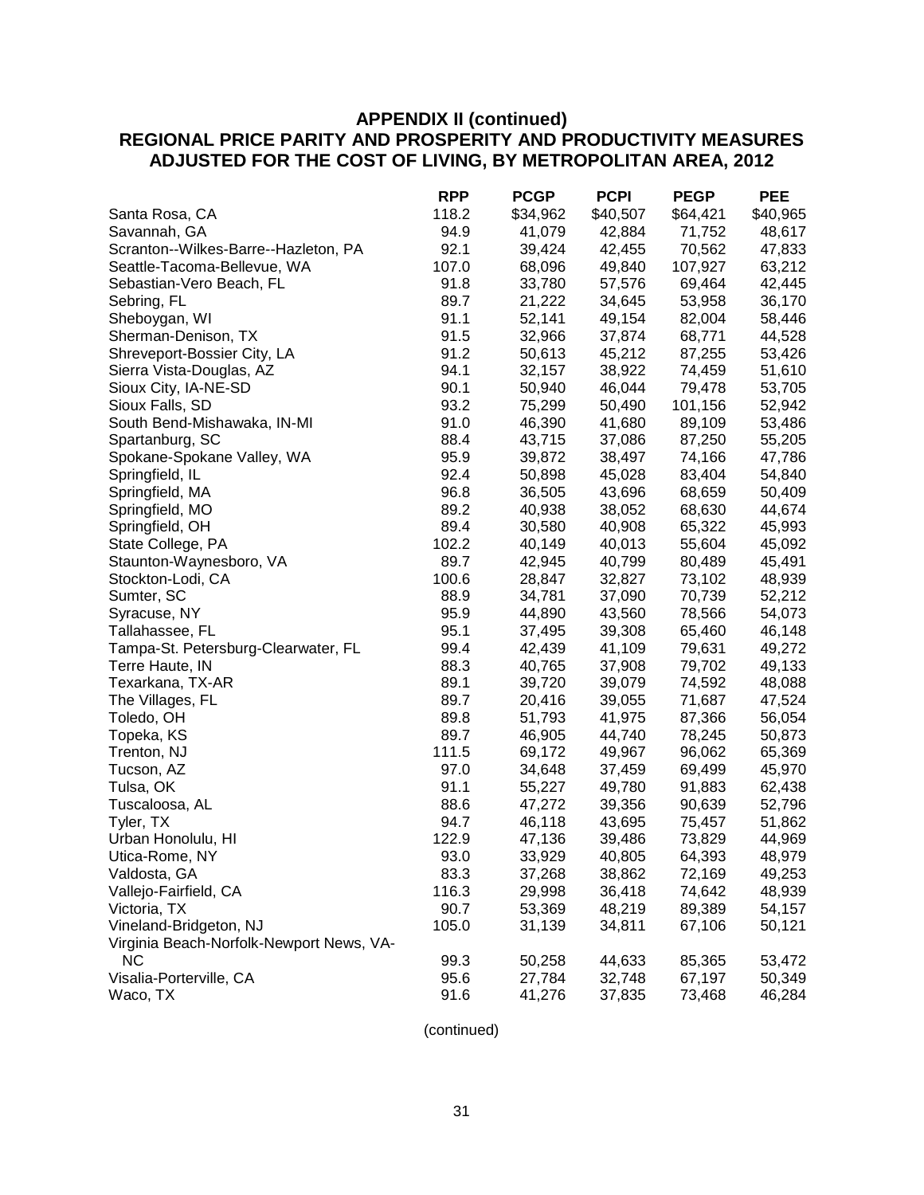## APPENDIX II (continued)
## REGIONAL PRICE PARITY AND PROSPERITY AND PRODUCTIVITY MEASURES ADJUSTED FOR THE COST OF LIVING, BY METROPOLITAN AREA, 2012

| | RPP | PCGP | PCPI | PEGP | PEE |
|---|---|---|---|---|---|
| Santa Rosa, CA | 118.2 | $34,962 | $40,507 | $64,421 | $40,965 |
| Savannah, GA | 94.9 | 41,079 | 42,884 | 71,752 | 48,617 |
| Scranton--Wilkes-Barre--Hazleton, PA | 92.1 | 39,424 | 42,455 | 70,562 | 47,833 |
| Seattle-Tacoma-Bellevue, WA | 107.0 | 68,096 | 49,840 | 107,927 | 63,212 |
| Sebastian-Vero Beach, FL | 91.8 | 33,780 | 57,576 | 69,464 | 42,445 |
| Sebring, FL | 89.7 | 21,222 | 34,645 | 53,958 | 36,170 |
| Sheboygan, WI | 91.1 | 52,141 | 49,154 | 82,004 | 58,446 |
| Sherman-Denison, TX | 91.5 | 32,966 | 37,874 | 68,771 | 44,528 |
| Shreveport-Bossier City, LA | 91.2 | 50,613 | 45,212 | 87,255 | 53,426 |
| Sierra Vista-Douglas, AZ | 94.1 | 32,157 | 38,922 | 74,459 | 51,610 |
| Sioux City, IA-NE-SD | 90.1 | 50,940 | 46,044 | 79,478 | 53,705 |
| Sioux Falls, SD | 93.2 | 75,299 | 50,490 | 101,156 | 52,942 |
| South Bend-Mishawaka, IN-MI | 91.0 | 46,390 | 41,680 | 89,109 | 53,486 |
| Spartanburg, SC | 88.4 | 43,715 | 37,086 | 87,250 | 55,205 |
| Spokane-Spokane Valley, WA | 95.9 | 39,872 | 38,497 | 74,166 | 47,786 |
| Springfield, IL | 92.4 | 50,898 | 45,028 | 83,404 | 54,840 |
| Springfield, MA | 96.8 | 36,505 | 43,696 | 68,659 | 50,409 |
| Springfield, MO | 89.2 | 40,938 | 38,052 | 68,630 | 44,674 |
| Springfield, OH | 89.4 | 30,580 | 40,908 | 65,322 | 45,993 |
| State College, PA | 102.2 | 40,149 | 40,013 | 55,604 | 45,092 |
| Staunton-Waynesboro, VA | 89.7 | 42,945 | 40,799 | 80,489 | 45,491 |
| Stockton-Lodi, CA | 100.6 | 28,847 | 32,827 | 73,102 | 48,939 |
| Sumter, SC | 88.9 | 34,781 | 37,090 | 70,739 | 52,212 |
| Syracuse, NY | 95.9 | 44,890 | 43,560 | 78,566 | 54,073 |
| Tallahassee, FL | 95.1 | 37,495 | 39,308 | 65,460 | 46,148 |
| Tampa-St. Petersburg-Clearwater, FL | 99.4 | 42,439 | 41,109 | 79,631 | 49,272 |
| Terre Haute, IN | 88.3 | 40,765 | 37,908 | 79,702 | 49,133 |
| Texarkana, TX-AR | 89.1 | 39,720 | 39,079 | 74,592 | 48,088 |
| The Villages, FL | 89.7 | 20,416 | 39,055 | 71,687 | 47,524 |
| Toledo, OH | 89.8 | 51,793 | 41,975 | 87,366 | 56,054 |
| Topeka, KS | 89.7 | 46,905 | 44,740 | 78,245 | 50,873 |
| Trenton, NJ | 111.5 | 69,172 | 49,967 | 96,062 | 65,369 |
| Tucson, AZ | 97.0 | 34,648 | 37,459 | 69,499 | 45,970 |
| Tulsa, OK | 91.1 | 55,227 | 49,780 | 91,883 | 62,438 |
| Tuscaloosa, AL | 88.6 | 47,272 | 39,356 | 90,639 | 52,796 |
| Tyler, TX | 94.7 | 46,118 | 43,695 | 75,457 | 51,862 |
| Urban Honolulu, HI | 122.9 | 47,136 | 39,486 | 73,829 | 44,969 |
| Utica-Rome, NY | 93.0 | 33,929 | 40,805 | 64,393 | 48,979 |
| Valdosta, GA | 83.3 | 37,268 | 38,862 | 72,169 | 49,253 |
| Vallejo-Fairfield, CA | 116.3 | 29,998 | 36,418 | 74,642 | 48,939 |
| Victoria, TX | 90.7 | 53,369 | 48,219 | 89,389 | 54,157 |
| Vineland-Bridgeton, NJ | 105.0 | 31,139 | 34,811 | 67,106 | 50,121 |
| Virginia Beach-Norfolk-Newport News, VA-NC | 99.3 | 50,258 | 44,633 | 85,365 | 53,472 |
| Visalia-Porterville, CA | 95.6 | 27,784 | 32,748 | 67,197 | 50,349 |
| Waco, TX | 91.6 | 41,276 | 37,835 | 73,468 | 46,284 |

(continued)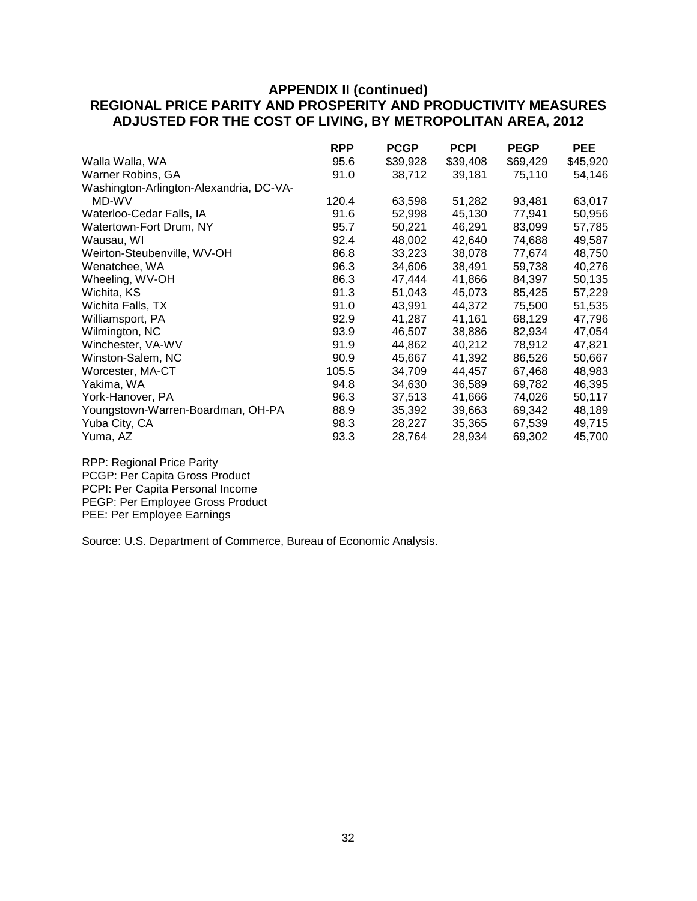## APPENDIX II (continued)
## REGIONAL PRICE PARITY AND PROSPERITY AND PRODUCTIVITY MEASURES ADJUSTED FOR THE COST OF LIVING, BY METROPOLITAN AREA, 2012

| | RPP | PCGP | PCPI | PEGP | PEE |
|---|---|---|---|---|---|
| Walla Walla, WA | 95.6 | $39,928 | $39,408 | $69,429 | $45,920 |
| Warner Robins, GA | 91.0 | 38,712 | 39,181 | 75,110 | 54,146 |
| Washington-Arlington-Alexandria, DC-VA-MD-WV | 120.4 | 63,598 | 51,282 | 93,481 | 63,017 |
| Waterloo-Cedar Falls, IA | 91.6 | 52,998 | 45,130 | 77,941 | 50,956 |
| Watertown-Fort Drum, NY | 95.7 | 50,221 | 46,291 | 83,099 | 57,785 |
| Wausau, WI | 92.4 | 48,002 | 42,640 | 74,688 | 49,587 |
| Weirton-Steubenville, WV-OH | 86.8 | 33,223 | 38,078 | 77,674 | 48,750 |
| Wenatchee, WA | 96.3 | 34,606 | 38,491 | 59,738 | 40,276 |
| Wheeling, WV-OH | 86.3 | 47,444 | 41,866 | 84,397 | 50,135 |
| Wichita, KS | 91.3 | 51,043 | 45,073 | 85,425 | 57,229 |
| Wichita Falls, TX | 91.0 | 43,991 | 44,372 | 75,500 | 51,535 |
| Williamsport, PA | 92.9 | 41,287 | 41,161 | 68,129 | 47,796 |
| Wilmington, NC | 93.9 | 46,507 | 38,886 | 82,934 | 47,054 |
| Winchester, VA-WV | 91.9 | 44,862 | 40,212 | 78,912 | 47,821 |
| Winston-Salem, NC | 90.9 | 45,667 | 41,392 | 86,526 | 50,667 |
| Worcester, MA-CT | 105.5 | 34,709 | 44,457 | 67,468 | 48,983 |
| Yakima, WA | 94.8 | 34,630 | 36,589 | 69,782 | 46,395 |
| York-Hanover, PA | 96.3 | 37,513 | 41,666 | 74,026 | 50,117 |
| Youngstown-Warren-Boardman, OH-PA | 88.9 | 35,392 | 39,663 | 69,342 | 48,189 |
| Yuba City, CA | 98.3 | 28,227 | 35,365 | 67,539 | 49,715 |
| Yuma, AZ | 93.3 | 28,764 | 28,934 | 69,302 | 45,700 |

RPP: Regional Price Parity
PCGP: Per Capita Gross Product
PCPI: Per Capita Personal Income
PEGP: Per Employee Gross Product
PEE: Per Employee Earnings

Source: U.S. Department of Commerce, Bureau of Economic Analysis.